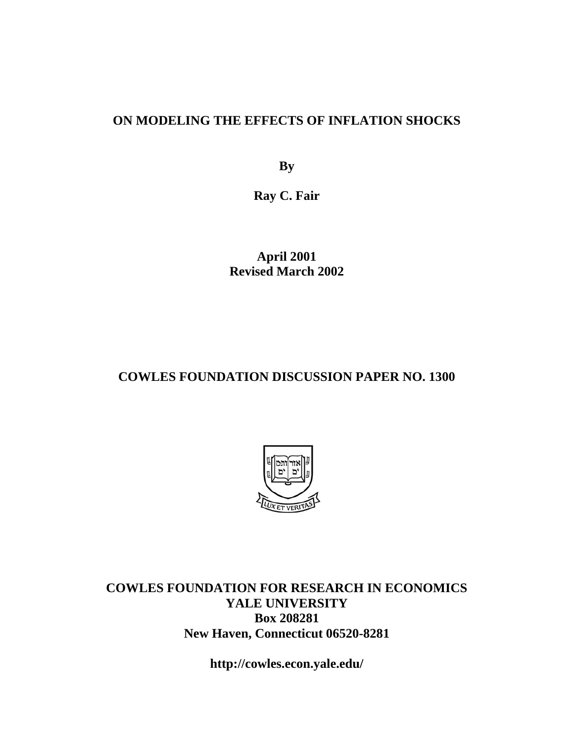# ON MODELING THE EFFECTS OF INFLATION SHOCKS

**By**

**Ray C. Fair**

**April 2001**
**Revised March 2002**

## COWLES FOUNDATION DISCUSSION PAPER NO. 1300

**COWLES FOUNDATION FOR RESEARCH IN ECONOMICS**
**YALE UNIVERSITY**
**Box 208281**
**New Haven, Connecticut 06520-8281**

**http://cowles.econ.yale.edu/**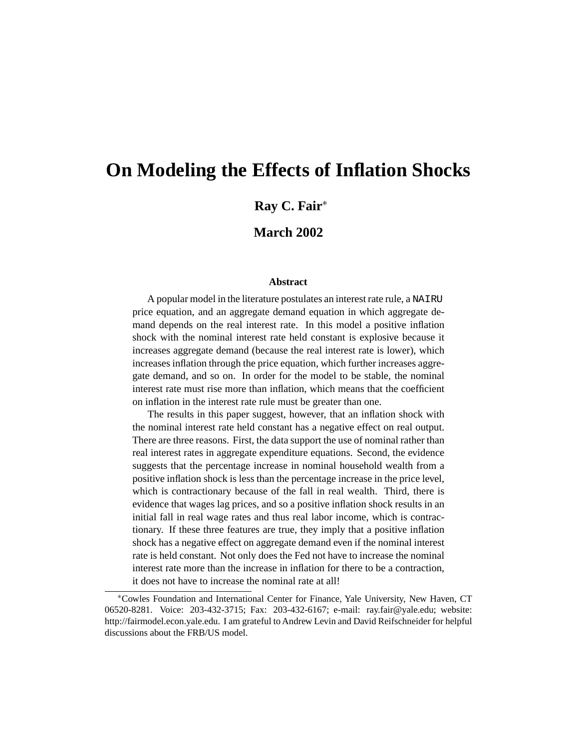# On Modeling the Effects of Inflation Shocks

**Ray C. Fair**[*]

**March 2002**

### Abstract

A popular model in the literature postulates an interest rate rule, a NAIRU price equation, and an aggregate demand equation in which aggregate demand depends on the real interest rate. In this model a positive inflation shock with the nominal interest rate held constant is explosive because it increases aggregate demand (because the real interest rate is lower), which increases inflation through the price equation, which further increases aggregate demand, and so on. In order for the model to be stable, the nominal interest rate must rise more than inflation, which means that the coefficient on inflation in the interest rate rule must be greater than one.

The results in this paper suggest, however, that an inflation shock with the nominal interest rate held constant has a negative effect on real output. There are three reasons. First, the data support the use of nominal rather than real interest rates in aggregate expenditure equations. Second, the evidence suggests that the percentage increase in nominal household wealth from a positive inflation shock is less than the percentage increase in the price level, which is contractionary because of the fall in real wealth. Third, there is evidence that wages lag prices, and so a positive inflation shock results in an initial fall in real wage rates and thus real labor income, which is contractionary. If these three features are true, they imply that a positive inflation shock has a negative effect on aggregate demand even if the nominal interest rate is held constant. Not only does the Fed not have to increase the nominal interest rate more than the increase in inflation for there to be a contraction, it does not have to increase the nominal rate at all!

[*] Cowles Foundation and International Center for Finance, Yale University, New Haven, CT 06520-8281. Voice: 203-432-3715; Fax: 203-432-6167; e-mail: ray.fair@yale.edu; website: http://fairmodel.econ.yale.edu. I am grateful to Andrew Levin and David Reifschneider for helpful discussions about the FRB/US model.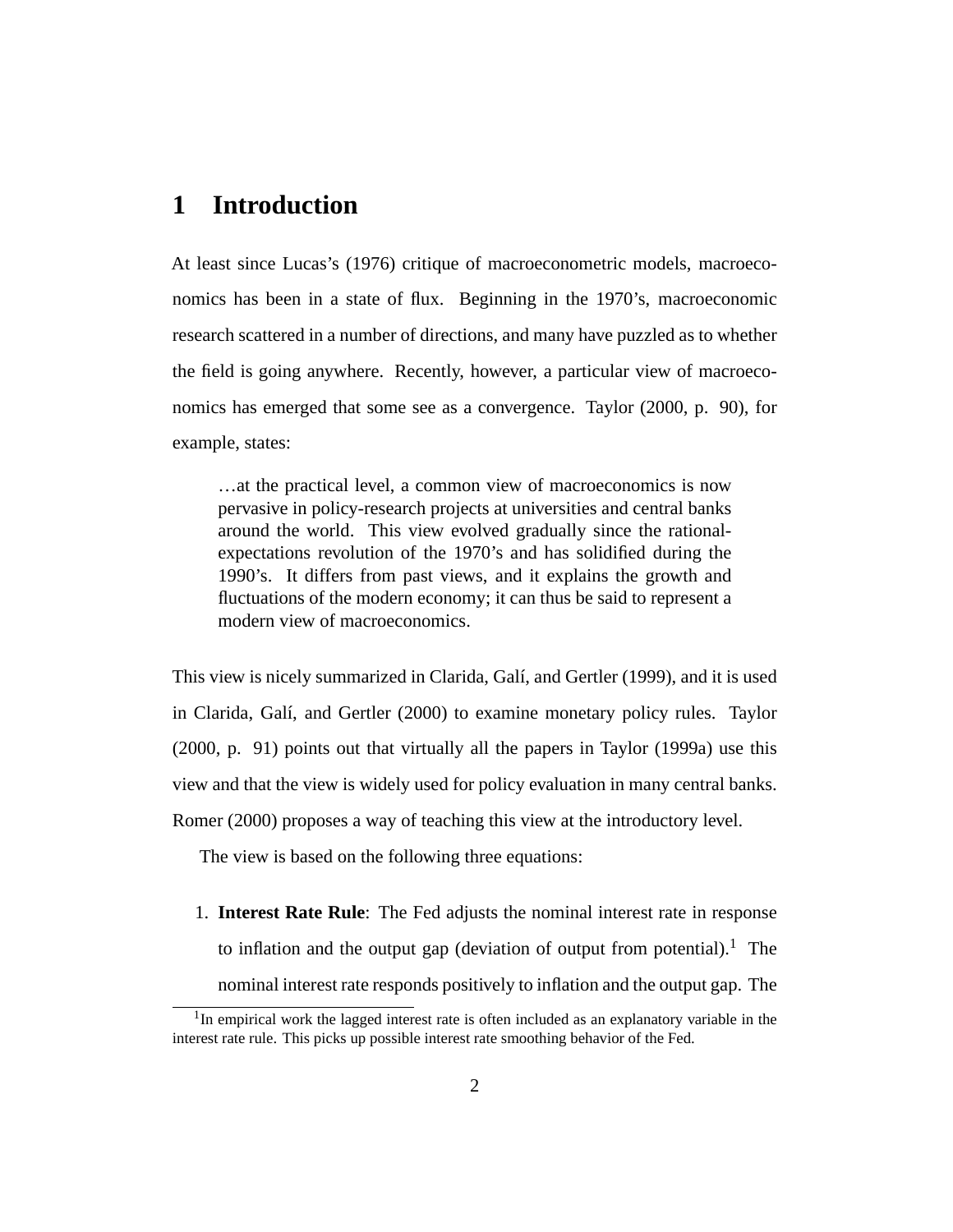# 1 Introduction

At least since Lucas's (1976) critique of macroeconometric models, macroeconomics has been in a state of flux. Beginning in the 1970's, macroeconomic research scattered in a number of directions, and many have puzzled as to whether the field is going anywhere. Recently, however, a particular view of macroeconomics has emerged that some see as a convergence. Taylor (2000, p. 90), for example, states:

> …at the practical level, a common view of macroeconomics is now pervasive in policy-research projects at universities and central banks around the world. This view evolved gradually since the rational-expectations revolution of the 1970's and has solidified during the 1990's. It differs from past views, and it explains the growth and fluctuations of the modern economy; it can thus be said to represent a modern view of macroeconomics.

This view is nicely summarized in Clarida, Galí, and Gertler (1999), and it is used in Clarida, Galí, and Gertler (2000) to examine monetary policy rules. Taylor (2000, p. 91) points out that virtually all the papers in Taylor (1999a) use this view and that the view is widely used for policy evaluation in many central banks. Romer (2000) proposes a way of teaching this view at the introductory level.

The view is based on the following three equations:

1. **Interest Rate Rule**: The Fed adjusts the nominal interest rate in response to inflation and the output gap (deviation of output from potential).[1] The nominal interest rate responds positively to inflation and the output gap. The

[1] In empirical work the lagged interest rate is often included as an explanatory variable in the interest rate rule. This picks up possible interest rate smoothing behavior of the Fed.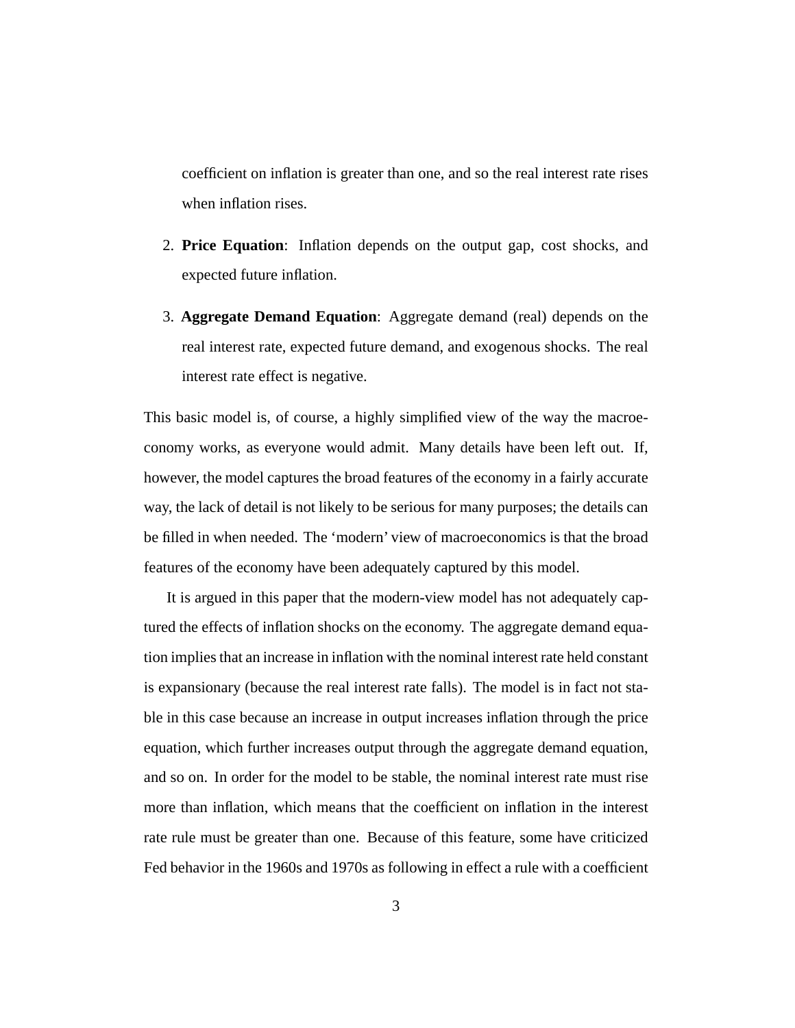coefficient on inflation is greater than one, and so the real interest rate rises when inflation rises.

2. **Price Equation**: Inflation depends on the output gap, cost shocks, and expected future inflation.

3. **Aggregate Demand Equation**: Aggregate demand (real) depends on the real interest rate, expected future demand, and exogenous shocks. The real interest rate effect is negative.

This basic model is, of course, a highly simplified view of the way the macroeconomy works, as everyone would admit. Many details have been left out. If, however, the model captures the broad features of the economy in a fairly accurate way, the lack of detail is not likely to be serious for many purposes; the details can be filled in when needed. The 'modern' view of macroeconomics is that the broad features of the economy have been adequately captured by this model.

It is argued in this paper that the modern-view model has not adequately captured the effects of inflation shocks on the economy. The aggregate demand equation implies that an increase in inflation with the nominal interest rate held constant is expansionary (because the real interest rate falls). The model is in fact not stable in this case because an increase in output increases inflation through the price equation, which further increases output through the aggregate demand equation, and so on. In order for the model to be stable, the nominal interest rate must rise more than inflation, which means that the coefficient on inflation in the interest rate rule must be greater than one. Because of this feature, some have criticized Fed behavior in the 1960s and 1970s as following in effect a rule with a coefficient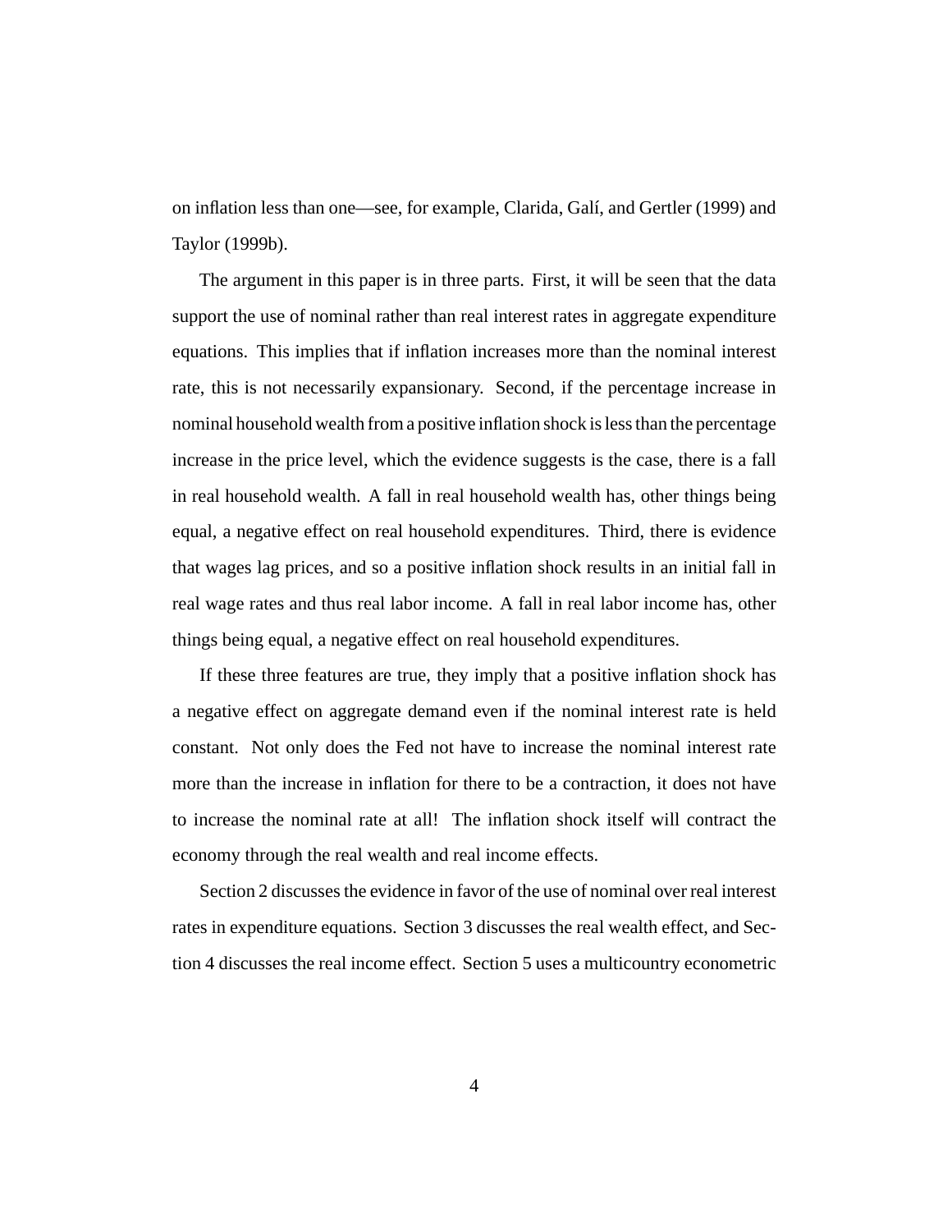on inflation less than one—see, for example, Clarida, Galí, and Gertler (1999) and Taylor (1999b).

The argument in this paper is in three parts. First, it will be seen that the data support the use of nominal rather than real interest rates in aggregate expenditure equations. This implies that if inflation increases more than the nominal interest rate, this is not necessarily expansionary. Second, if the percentage increase in nominal household wealth from a positive inflation shock is less than the percentage increase in the price level, which the evidence suggests is the case, there is a fall in real household wealth. A fall in real household wealth has, other things being equal, a negative effect on real household expenditures. Third, there is evidence that wages lag prices, and so a positive inflation shock results in an initial fall in real wage rates and thus real labor income. A fall in real labor income has, other things being equal, a negative effect on real household expenditures.

If these three features are true, they imply that a positive inflation shock has a negative effect on aggregate demand even if the nominal interest rate is held constant. Not only does the Fed not have to increase the nominal interest rate more than the increase in inflation for there to be a contraction, it does not have to increase the nominal rate at all! The inflation shock itself will contract the economy through the real wealth and real income effects.

Section 2 discusses the evidence in favor of the use of nominal over real interest rates in expenditure equations. Section 3 discusses the real wealth effect, and Section 4 discusses the real income effect. Section 5 uses a multicountry econometric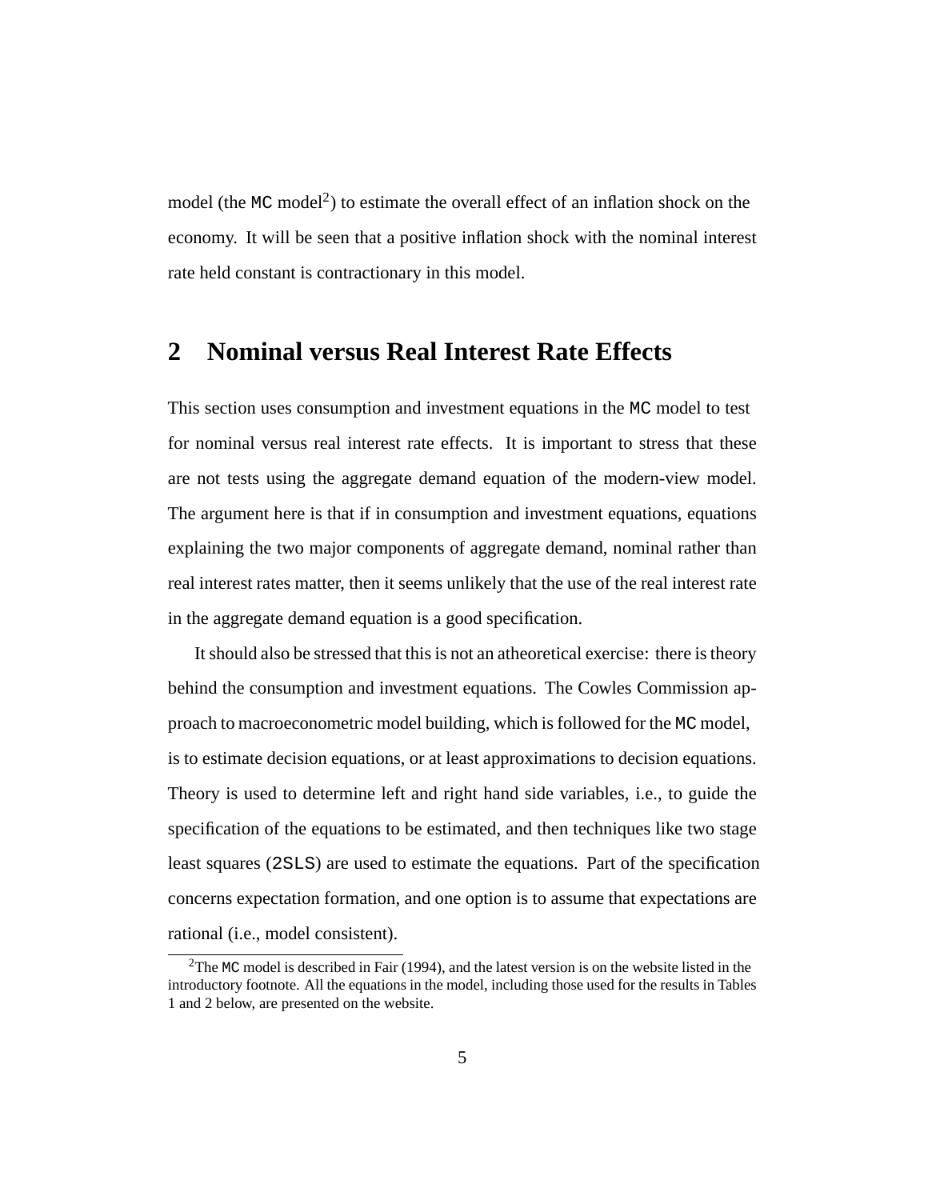model (the MC model[2]) to estimate the overall effect of an inflation shock on the economy. It will be seen that a positive inflation shock with the nominal interest rate held constant is contractionary in this model.

## 2 Nominal versus Real Interest Rate Effects

This section uses consumption and investment equations in the MC model to test for nominal versus real interest rate effects. It is important to stress that these are not tests using the aggregate demand equation of the modern-view model. The argument here is that if in consumption and investment equations, equations explaining the two major components of aggregate demand, nominal rather than real interest rates matter, then it seems unlikely that the use of the real interest rate in the aggregate demand equation is a good specification.

It should also be stressed that this is not an atheoretical exercise: there is theory behind the consumption and investment equations. The Cowles Commission approach to macroeconometric model building, which is followed for the MC model, is to estimate decision equations, or at least approximations to decision equations. Theory is used to determine left and right hand side variables, i.e., to guide the specification of the equations to be estimated, and then techniques like two stage least squares (2SLS) are used to estimate the equations. Part of the specification concerns expectation formation, and one option is to assume that expectations are rational (i.e., model consistent).

[2]The MC model is described in Fair (1994), and the latest version is on the website listed in the introductory footnote. All the equations in the model, including those used for the results in Tables 1 and 2 below, are presented on the website.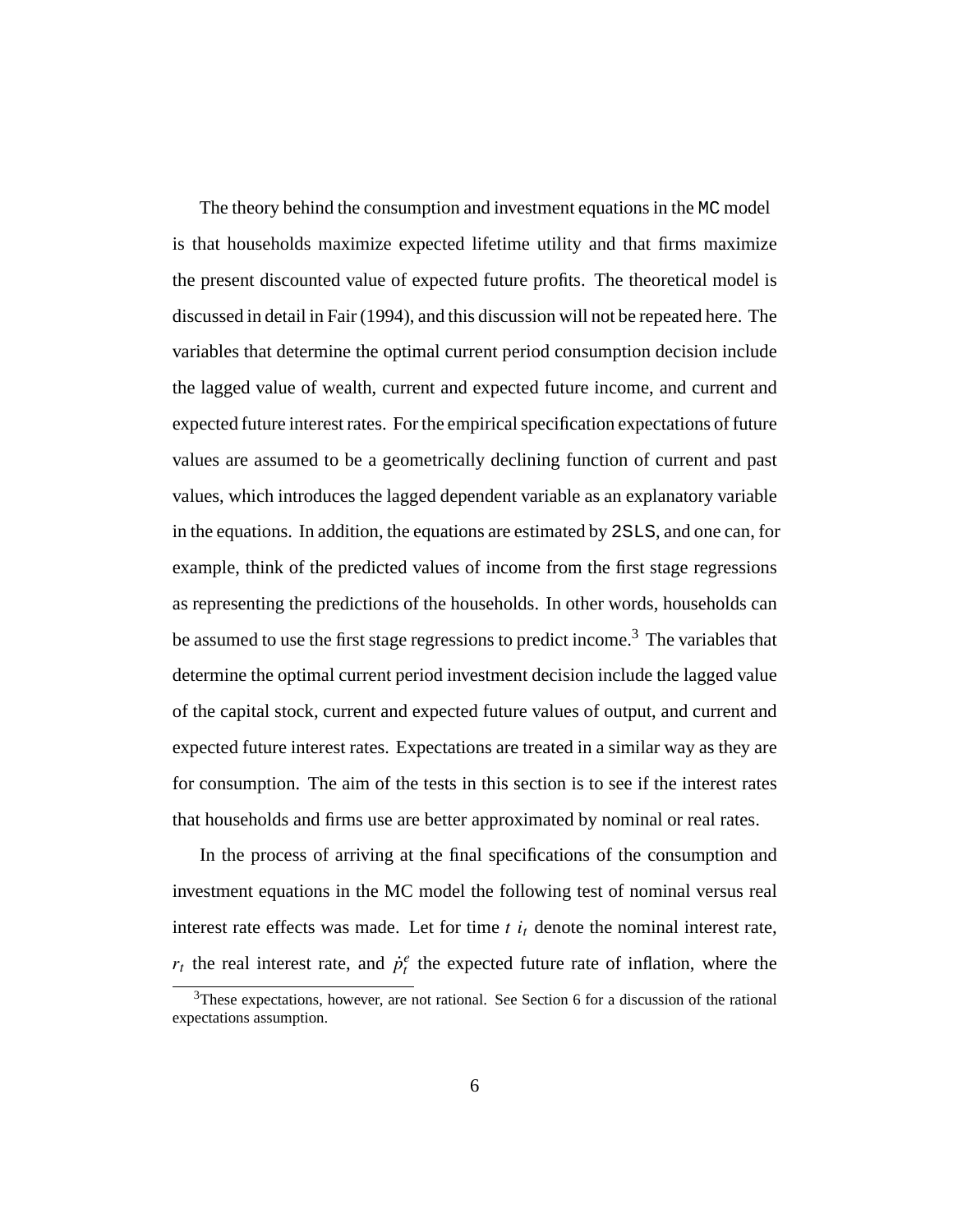The theory behind the consumption and investment equations in the MC model is that households maximize expected lifetime utility and that firms maximize the present discounted value of expected future profits. The theoretical model is discussed in detail in Fair (1994), and this discussion will not be repeated here. The variables that determine the optimal current period consumption decision include the lagged value of wealth, current and expected future income, and current and expected future interest rates. For the empirical specification expectations of future values are assumed to be a geometrically declining function of current and past values, which introduces the lagged dependent variable as an explanatory variable in the equations. In addition, the equations are estimated by 2SLS, and one can, for example, think of the predicted values of income from the first stage regressions as representing the predictions of the households. In other words, households can be assumed to use the first stage regressions to predict income.[3] The variables that determine the optimal current period investment decision include the lagged value of the capital stock, current and expected future values of output, and current and expected future interest rates. Expectations are treated in a similar way as they are for consumption. The aim of the tests in this section is to see if the interest rates that households and firms use are better approximated by nominal or real rates.

In the process of arriving at the final specifications of the consumption and investment equations in the MC model the following test of nominal versus real interest rate effects was made. Let for time $t$ $i_t$ denote the nominal interest rate, $r_t$ the real interest rate, and $\dot{p}_t^e$ the expected future rate of inflation, where the

[3] These expectations, however, are not rational. See Section 6 for a discussion of the rational expectations assumption.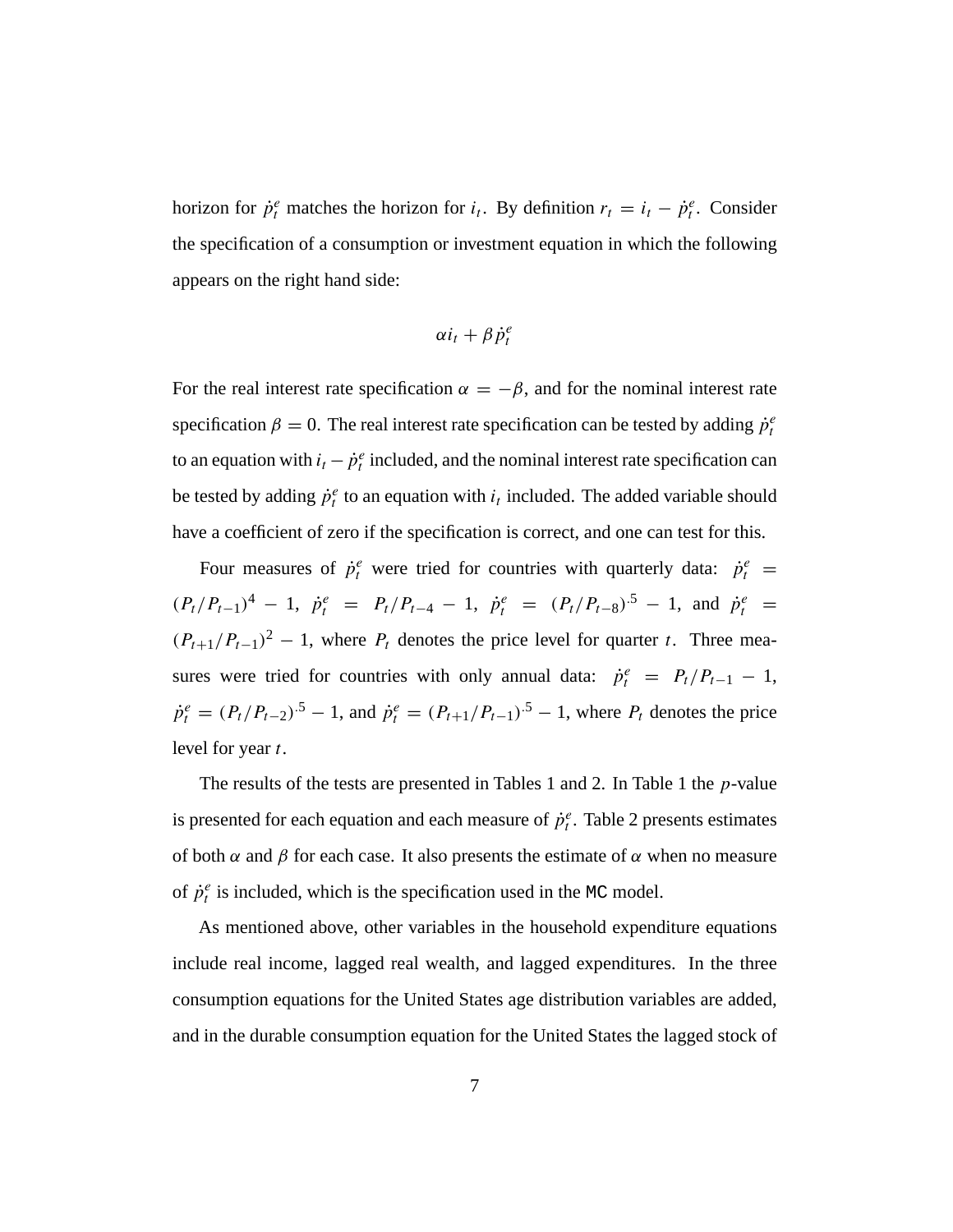horizon for $\dot{p}_t^e$ matches the horizon for $i_t$. By definition $r_t = i_t - \dot{p}_t^e$. Consider the specification of a consumption or investment equation in which the following appears on the right hand side:

$$\alpha i_t + \beta \dot{p}_t^e$$

For the real interest rate specification $\alpha = -\beta$, and for the nominal interest rate specification $\beta = 0$. The real interest rate specification can be tested by adding $\dot{p}_t^e$ to an equation with $i_t - \dot{p}_t^e$ included, and the nominal interest rate specification can be tested by adding $\dot{p}_t^e$ to an equation with $i_t$ included. The added variable should have a coefficient of zero if the specification is correct, and one can test for this.

Four measures of $\dot{p}_t^e$ were tried for countries with quarterly data: $\dot{p}_t^e = (P_t/P_{t-1})^4 - 1$, $\dot{p}_t^e = P_t/P_{t-4} - 1$, $\dot{p}_t^e = (P_t/P_{t-8})^{.5} - 1$, and $\dot{p}_t^e = (P_{t+1}/P_{t-1})^2 - 1$, where $P_t$ denotes the price level for quarter $t$. Three measures were tried for countries with only annual data: $\dot{p}_t^e = P_t/P_{t-1} - 1$, $\dot{p}_t^e = (P_t/P_{t-2})^{.5} - 1$, and $\dot{p}_t^e = (P_{t+1}/P_{t-1})^{.5} - 1$, where $P_t$ denotes the price level for year $t$.

The results of the tests are presented in Tables 1 and 2. In Table 1 the $p$-value is presented for each equation and each measure of $\dot{p}_t^e$. Table 2 presents estimates of both $\alpha$ and $\beta$ for each case. It also presents the estimate of $\alpha$ when no measure of $\dot{p}_t^e$ is included, which is the specification used in the MC model.

As mentioned above, other variables in the household expenditure equations include real income, lagged real wealth, and lagged expenditures. In the three consumption equations for the United States age distribution variables are added, and in the durable consumption equation for the United States the lagged stock of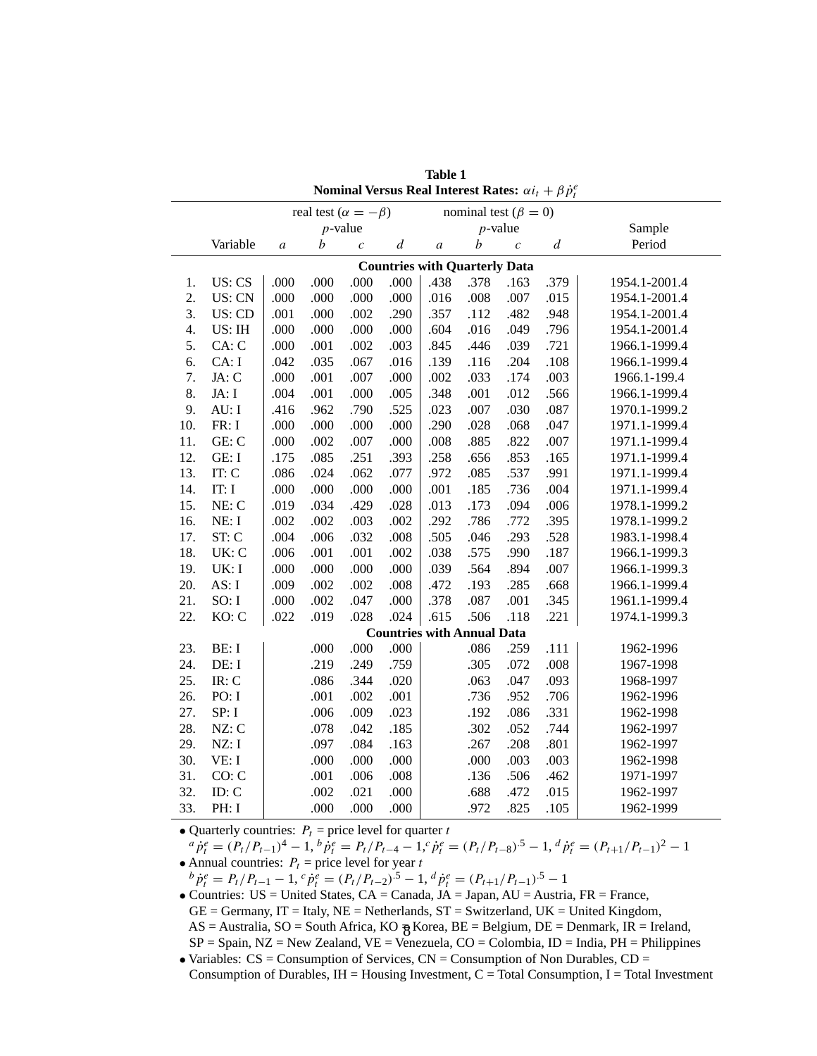**Table 1**

**Nominal Versus Real Interest Rates: $\alpha i_t + \beta \dot{p}_t^e$**

| | Variable | real test ($\alpha = -\beta$) *p*-value *a* | *b* | *c* | *d* | nominal test ($\beta = 0$) *p*-value *a* | *b* | *c* | *d* | Sample Period |
|---|---|---|---|---|---|---|---|---|---|---|
| | | **Countries with Quarterly Data** | | | | | | | | |
| 1. | US: CS | .000 | .000 | .000 | .000 | .438 | .378 | .163 | .379 | 1954.1-2001.4 |
| 2. | US: CN | .000 | .000 | .000 | .000 | .016 | .008 | .007 | .015 | 1954.1-2001.4 |
| 3. | US: CD | .001 | .000 | .002 | .290 | .357 | .112 | .482 | .948 | 1954.1-2001.4 |
| 4. | US: IH | .000 | .000 | .000 | .000 | .604 | .016 | .049 | .796 | 1954.1-2001.4 |
| 5. | CA: C | .000 | .001 | .002 | .003 | .845 | .446 | .039 | .721 | 1966.1-1999.4 |
| 6. | CA: I | .042 | .035 | .067 | .016 | .139 | .116 | .204 | .108 | 1966.1-1999.4 |
| 7. | JA: C | .000 | .001 | .007 | .000 | .002 | .033 | .174 | .003 | 1966.1-199.4 |
| 8. | JA: I | .004 | .001 | .000 | .005 | .348 | .001 | .012 | .566 | 1966.1-1999.4 |
| 9. | AU: I | .416 | .962 | .790 | .525 | .023 | .007 | .030 | .087 | 1970.1-1999.2 |
| 10. | FR: I | .000 | .000 | .000 | .000 | .290 | .028 | .068 | .047 | 1971.1-1999.4 |
| 11. | GE: C | .000 | .002 | .007 | .000 | .008 | .885 | .822 | .007 | 1971.1-1999.4 |
| 12. | GE: I | .175 | .085 | .251 | .393 | .258 | .656 | .853 | .165 | 1971.1-1999.4 |
| 13. | IT: C | .086 | .024 | .062 | .077 | .972 | .085 | .537 | .991 | 1971.1-1999.4 |
| 14. | IT: I | .000 | .000 | .000 | .000 | .001 | .185 | .736 | .004 | 1971.1-1999.4 |
| 15. | NE: C | .019 | .034 | .429 | .028 | .013 | .173 | .094 | .006 | 1978.1-1999.2 |
| 16. | NE: I | .002 | .002 | .003 | .002 | .292 | .786 | .772 | .395 | 1978.1-1999.2 |
| 17. | ST: C | .004 | .006 | .032 | .008 | .505 | .046 | .293 | .528 | 1983.1-1998.4 |
| 18. | UK: C | .006 | .001 | .001 | .002 | .038 | .575 | .990 | .187 | 1966.1-1999.3 |
| 19. | UK: I | .000 | .000 | .000 | .000 | .039 | .564 | .894 | .007 | 1966.1-1999.3 |
| 20. | AS: I | .009 | .002 | .002 | .008 | .472 | .193 | .285 | .668 | 1966.1-1999.4 |
| 21. | SO: I | .000 | .002 | .047 | .000 | .378 | .087 | .001 | .345 | 1961.1-1999.4 |
| 22. | KO: C | .022 | .019 | .028 | .024 | .615 | .506 | .118 | .221 | 1974.1-1999.3 |
| | | **Countries with Annual Data** | | | | | | | | |
| 23. | BE: I | | .000 | .000 | .000 | | .086 | .259 | .111 | 1962-1996 |
| 24. | DE: I | | .219 | .249 | .759 | | .305 | .072 | .008 | 1967-1998 |
| 25. | IR: C | | .086 | .344 | .020 | | .063 | .047 | .093 | 1968-1997 |
| 26. | PO: I | | .001 | .002 | .001 | | .736 | .952 | .706 | 1962-1996 |
| 27. | SP: I | | .006 | .009 | .023 | | .192 | .086 | .331 | 1962-1998 |
| 28. | NZ: C | | .078 | .042 | .185 | | .302 | .052 | .744 | 1962-1997 |
| 29. | NZ: I | | .097 | .084 | .163 | | .267 | .208 | .801 | 1962-1997 |
| 30. | VE: I | | .000 | .000 | .000 | | .000 | .003 | .003 | 1962-1998 |
| 31. | CO: C | | .001 | .006 | .008 | | .136 | .506 | .462 | 1971-1997 |
| 32. | ID: C | | .002 | .021 | .000 | | .688 | .472 | .015 | 1962-1997 |
| 33. | PH: I | | .000 | .000 | .000 | | .972 | .825 | .105 | 1962-1999 |

- Quarterly countries: $P_t$ = price level for quarter $t$
  $^a \dot{p}_t^e = (P_t/P_{t-1})^4 - 1$, $^b \dot{p}_t^e = P_t/P_{t-4} - 1$, $^c \dot{p}_t^e = (P_t/P_{t-8})^{.5} - 1$, $^d \dot{p}_t^e = (P_{t+1}/P_{t-1})^2 - 1$
- Annual countries: $P_t$ = price level for year $t$
  $^b \dot{p}_t^e = P_t/P_{t-1} - 1$, $^c \dot{p}_t^e = (P_t/P_{t-2})^{.5} - 1$, $^d \dot{p}_t^e = (P_{t+1}/P_{t-1})^{.5} - 1$
- Countries: US = United States, CA = Canada, JA = Japan, AU = Austria, FR = France, GE = Germany, IT = Italy, NE = Netherlands, ST = Switzerland, UK = United Kingdom, AS = Australia, SO = South Africa, KO = Korea, BE = Belgium, DE = Denmark, IR = Ireland, SP = Spain, NZ = New Zealand, VE = Venezuela, CO = Colombia, ID = India, PH = Philippines
- Variables: CS = Consumption of Services, CN = Consumption of Non Durables, CD = Consumption of Durables, IH = Housing Investment, C = Total Consumption, I = Total Investment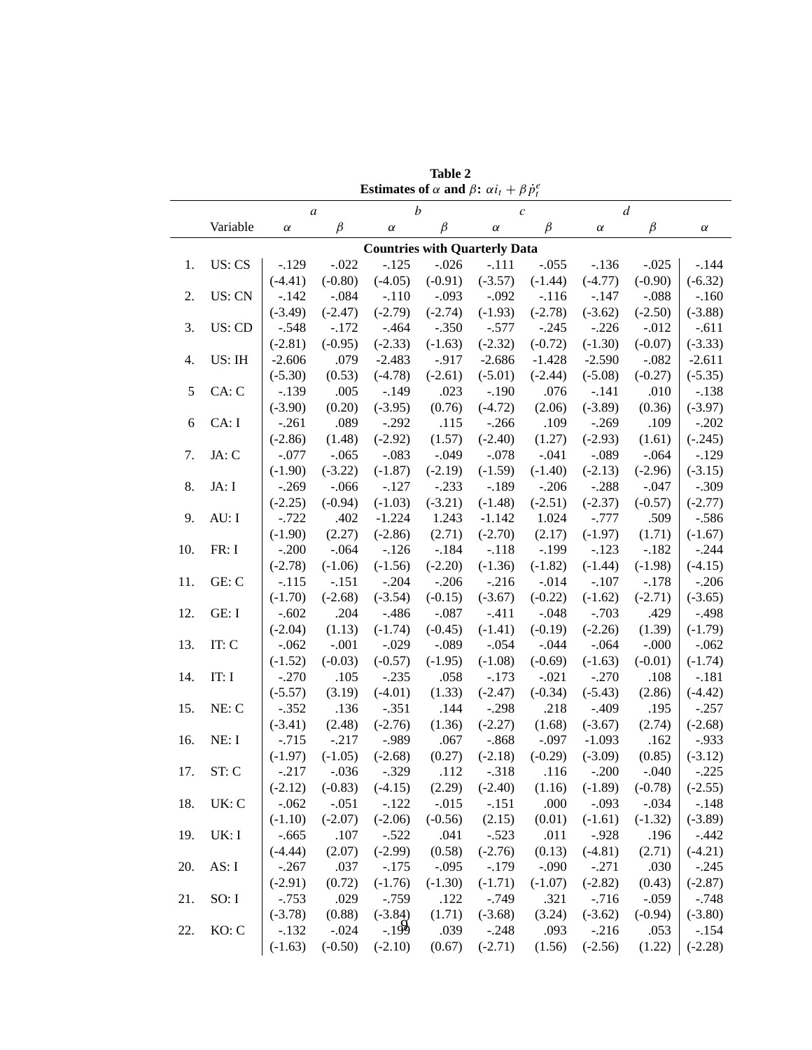**Table 2**

**Estimates of $\alpha$ and $\beta$: $\alpha i_t + \beta \dot{p}^e_t$**

| | Variable | *a* $\alpha$ | *a* $\beta$ | *b* $\alpha$ | *b* $\beta$ | *c* $\alpha$ | *c* $\beta$ | *d* $\alpha$ | *d* $\beta$ | $\alpha$ |
|---|---|---|---|---|---|---|---|---|---|---|
| | | | | **Countries with Quarterly Data** | | | | | | |
| 1. | US: CS | -.129 | -.022 | -.125 | -.026 | -.111 | -.055 | -.136 | -.025 | -.144 |
| | | (-4.41) | (-0.80) | (-4.05) | (-0.91) | (-3.57) | (-1.44) | (-4.77) | (-0.90) | (-6.32) |
| 2. | US: CN | -.142 | -.084 | -.110 | -.093 | -.092 | -.116 | -.147 | -.088 | -.160 |
| | | (-3.49) | (-2.47) | (-2.79) | (-2.74) | (-1.93) | (-2.78) | (-3.62) | (-2.50) | (-3.88) |
| 3. | US: CD | -.548 | -.172 | -.464 | -.350 | -.577 | -.245 | -.226 | -.012 | -.611 |
| | | (-2.81) | (-0.95) | (-2.33) | (-1.63) | (-2.32) | (-0.72) | (-1.30) | (-0.07) | (-3.33) |
| 4. | US: IH | -2.606 | .079 | -2.483 | -.917 | -2.686 | -1.428 | -2.590 | -.082 | -2.611 |
| | | (-5.30) | (0.53) | (-4.78) | (-2.61) | (-5.01) | (-2.44) | (-5.08) | (-0.27) | (-5.35) |
| 5 | CA: C | -.139 | .005 | -.149 | .023 | -.190 | .076 | -.141 | .010 | -.138 |
| | | (-3.90) | (0.20) | (-3.95) | (0.76) | (-4.72) | (2.06) | (-3.89) | (0.36) | (-3.97) |
| 6 | CA: I | -.261 | .089 | -.292 | .115 | -.266 | .109 | -.269 | .109 | -.202 |
| | | (-2.86) | (1.48) | (-2.92) | (1.57) | (-2.40) | (1.27) | (-2.93) | (1.61) | (-.245) |
| 7. | JA: C | -.077 | -.065 | -.083 | -.049 | -.078 | -.041 | -.089 | -.064 | -.129 |
| | | (-1.90) | (-3.22) | (-1.87) | (-2.19) | (-1.59) | (-1.40) | (-2.13) | (-2.96) | (-3.15) |
| 8. | JA: I | -.269 | -.066 | -.127 | -.233 | -.189 | -.206 | -.288 | -.047 | -.309 |
| | | (-2.25) | (-0.94) | (-1.03) | (-3.21) | (-1.48) | (-2.51) | (-2.37) | (-0.57) | (-2.77) |
| 9. | AU: I | -.722 | .402 | -1.224 | 1.243 | -1.142 | 1.024 | -.777 | .509 | -.586 |
| | | (-1.90) | (2.27) | (-2.86) | (2.71) | (-2.70) | (2.17) | (-1.97) | (1.71) | (-1.67) |
| 10. | FR: I | -.200 | -.064 | -.126 | -.184 | -.118 | -.199 | -.123 | -.182 | -.244 |
| | | (-2.78) | (-1.06) | (-1.56) | (-2.20) | (-1.36) | (-1.82) | (-1.44) | (-1.98) | (-4.15) |
| 11. | GE: C | -.115 | -.151 | -.204 | -.206 | -.216 | -.014 | -.107 | -.178 | -.206 |
| | | (-1.70) | (-2.68) | (-3.54) | (-0.15) | (-3.67) | (-0.22) | (-1.62) | (-2.71) | (-3.65) |
| 12. | GE: I | -.602 | .204 | -.486 | -.087 | -.411 | -.048 | -.703 | .429 | -.498 |
| | | (-2.04) | (1.13) | (-1.74) | (-0.45) | (-1.41) | (-0.19) | (-2.26) | (1.39) | (-1.79) |
| 13. | IT: C | -.062 | -.001 | -.029 | -.089 | -.054 | -.044 | -.064 | -.000 | -.062 |
| | | (-1.52) | (-0.03) | (-0.57) | (-1.95) | (-1.08) | (-0.69) | (-1.63) | (-0.01) | (-1.74) |
| 14. | IT: I | -.270 | .105 | -.235 | .058 | -.173 | -.021 | -.270 | .108 | -.181 |
| | | (-5.57) | (3.19) | (-4.01) | (1.33) | (-2.47) | (-0.34) | (-5.43) | (2.86) | (-4.42) |
| 15. | NE: C | -.352 | .136 | -.351 | .144 | -.298 | .218 | -.409 | .195 | -.257 |
| | | (-3.41) | (2.48) | (-2.76) | (1.36) | (-2.27) | (1.68) | (-3.67) | (2.74) | (-2.68) |
| 16. | NE: I | -.715 | -.217 | -.989 | .067 | -.868 | -.097 | -1.093 | .162 | -.933 |
| | | (-1.97) | (-1.05) | (-2.68) | (0.27) | (-2.18) | (-0.29) | (-3.09) | (0.85) | (-3.12) |
| 17. | ST: C | -.217 | -.036 | -.329 | .112 | -.318 | .116 | -.200 | -.040 | -.225 |
| | | (-2.12) | (-0.83) | (-4.15) | (2.29) | (-2.40) | (1.16) | (-1.89) | (-0.78) | (-2.55) |
| 18. | UK: C | -.062 | -.051 | -.122 | -.015 | -.151 | .000 | -.093 | -.034 | -.148 |
| | | (-1.10) | (-2.07) | (-2.06) | (-0.56) | (2.15) | (0.01) | (-1.61) | (-1.32) | (-3.89) |
| 19. | UK: I | -.665 | .107 | -.522 | .041 | -.523 | .011 | -.928 | .196 | -.442 |
| | | (-4.44) | (2.07) | (-2.99) | (0.58) | (-2.76) | (0.13) | (-4.81) | (2.71) | (-4.21) |
| 20. | AS: I | -.267 | .037 | -.175 | -.095 | -.179 | -.090 | -.271 | .030 | -.245 |
| | | (-2.91) | (0.72) | (-1.76) | (-1.30) | (-1.71) | (-1.07) | (-2.82) | (0.43) | (-2.87) |
| 21. | SO: I | -.753 | .029 | -.759 | .122 | -.749 | .321 | -.716 | -.059 | -.748 |
| | | (-3.78) | (0.88) | (-3.84) | (1.71) | (-3.68) | (3.24) | (-3.62) | (-0.94) | (-3.80) |
| 22. | KO: C | -.132 | -.024 | -.199 | .039 | -.248 | .093 | -.216 | .053 | -.154 |
| | | (-1.63) | (-0.50) | (-2.10) | (0.67) | (-2.71) | (1.56) | (-2.56) | (1.22) | (-2.28) |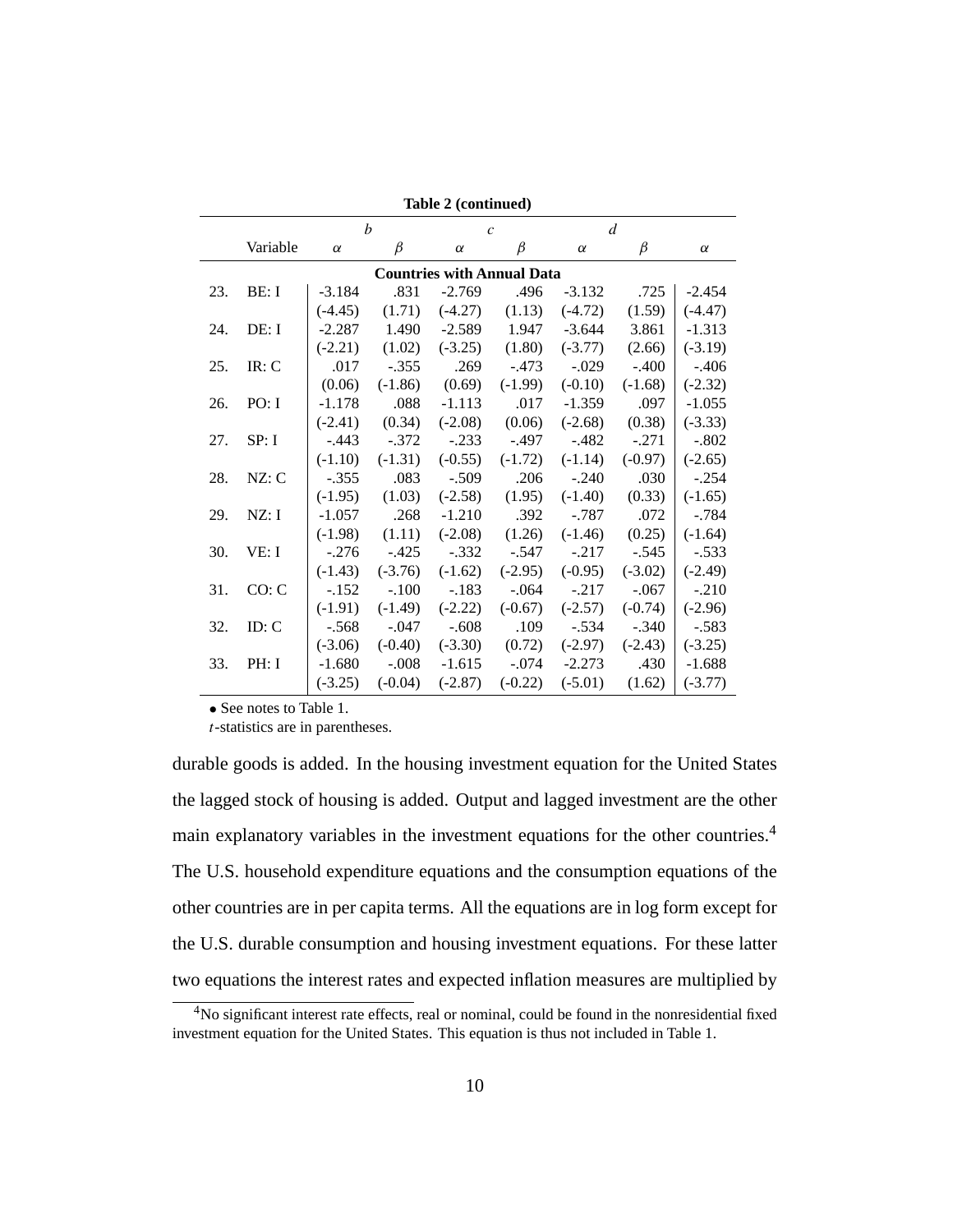**Table 2 (continued)**

| | | *b* | | *c* | | *d* | | |
|---|---|---|---|---|---|---|---|---|
| | Variable | $\alpha$ | $\beta$ | $\alpha$ | $\beta$ | $\alpha$ | $\beta$ | $\alpha$ |
| | | | | **Countries with Annual Data** | | | | |
| 23. | BE: I | -3.184 | .831 | -2.769 | .496 | -3.132 | .725 | -2.454 |
| | | (-4.45) | (1.71) | (-4.27) | (1.13) | (-4.72) | (1.59) | (-4.47) |
| 24. | DE: I | -2.287 | 1.490 | -2.589 | 1.947 | -3.644 | 3.861 | -1.313 |
| | | (-2.21) | (1.02) | (-3.25) | (1.80) | (-3.77) | (2.66) | (-3.19) |
| 25. | IR: C | .017 | -.355 | .269 | -.473 | -.029 | -.400 | -.406 |
| | | (0.06) | (-1.86) | (0.69) | (-1.99) | (-0.10) | (-1.68) | (-2.32) |
| 26. | PO: I | -1.178 | .088 | -1.113 | .017 | -1.359 | .097 | -1.055 |
| | | (-2.41) | (0.34) | (-2.08) | (0.06) | (-2.68) | (0.38) | (-3.33) |
| 27. | SP: I | -.443 | -.372 | -.233 | -.497 | -.482 | -.271 | -.802 |
| | | (-1.10) | (-1.31) | (-0.55) | (-1.72) | (-1.14) | (-0.97) | (-2.65) |
| 28. | NZ: C | -.355 | .083 | -.509 | .206 | -.240 | .030 | -.254 |
| | | (-1.95) | (1.03) | (-2.58) | (1.95) | (-1.40) | (0.33) | (-1.65) |
| 29. | NZ: I | -1.057 | .268 | -1.210 | .392 | -.787 | .072 | -.784 |
| | | (-1.98) | (1.11) | (-2.08) | (1.26) | (-1.46) | (0.25) | (-1.64) |
| 30. | VE: I | -.276 | -.425 | -.332 | -.547 | -.217 | -.545 | -.533 |
| | | (-1.43) | (-3.76) | (-1.62) | (-2.95) | (-0.95) | (-3.02) | (-2.49) |
| 31. | CO: C | -.152 | -.100 | -.183 | -.064 | -.217 | -.067 | -.210 |
| | | (-1.91) | (-1.49) | (-2.22) | (-0.67) | (-2.57) | (-0.74) | (-2.96) |
| 32. | ID: C | -.568 | -.047 | -.608 | .109 | -.534 | -.340 | -.583 |
| | | (-3.06) | (-0.40) | (-3.30) | (0.72) | (-2.97) | (-2.43) | (-3.25) |
| 33. | PH: I | -1.680 | -.008 | -1.615 | -.074 | -2.273 | .430 | -1.688 |
| | | (-3.25) | (-0.04) | (-2.87) | (-0.22) | (-5.01) | (1.62) | (-3.77) |

• See notes to Table 1.

*t*-statistics are in parentheses.

durable goods is added. In the housing investment equation for the United States the lagged stock of housing is added. Output and lagged investment are the other main explanatory variables in the investment equations for the other countries.[4] The U.S. household expenditure equations and the consumption equations of the other countries are in per capita terms. All the equations are in log form except for the U.S. durable consumption and housing investment equations. For these latter two equations the interest rates and expected inflation measures are multiplied by

[4] No significant interest rate effects, real or nominal, could be found in the nonresidential fixed investment equation for the United States. This equation is thus not included in Table 1.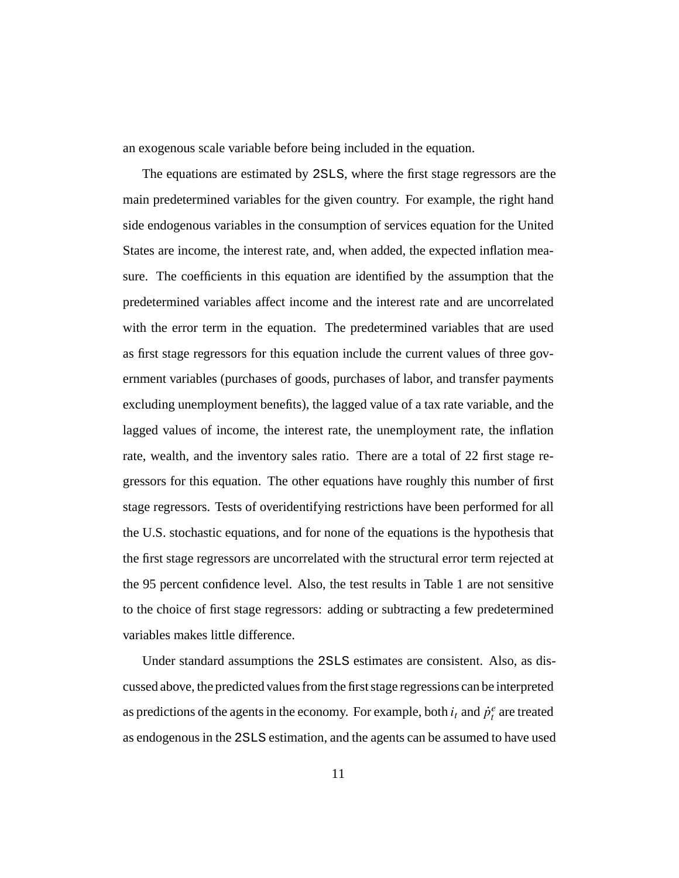an exogenous scale variable before being included in the equation.

The equations are estimated by 2SLS, where the first stage regressors are the main predetermined variables for the given country. For example, the right hand side endogenous variables in the consumption of services equation for the United States are income, the interest rate, and, when added, the expected inflation measure. The coefficients in this equation are identified by the assumption that the predetermined variables affect income and the interest rate and are uncorrelated with the error term in the equation. The predetermined variables that are used as first stage regressors for this equation include the current values of three government variables (purchases of goods, purchases of labor, and transfer payments excluding unemployment benefits), the lagged value of a tax rate variable, and the lagged values of income, the interest rate, the unemployment rate, the inflation rate, wealth, and the inventory sales ratio. There are a total of 22 first stage regressors for this equation. The other equations have roughly this number of first stage regressors. Tests of overidentifying restrictions have been performed for all the U.S. stochastic equations, and for none of the equations is the hypothesis that the first stage regressors are uncorrelated with the structural error term rejected at the 95 percent confidence level. Also, the test results in Table 1 are not sensitive to the choice of first stage regressors: adding or subtracting a few predetermined variables makes little difference.

Under standard assumptions the 2SLS estimates are consistent. Also, as discussed above, the predicted values from the first stage regressions can be interpreted as predictions of the agents in the economy. For example, both $i_t$ and $\dot{p}_t^e$ are treated as endogenous in the 2SLS estimation, and the agents can be assumed to have used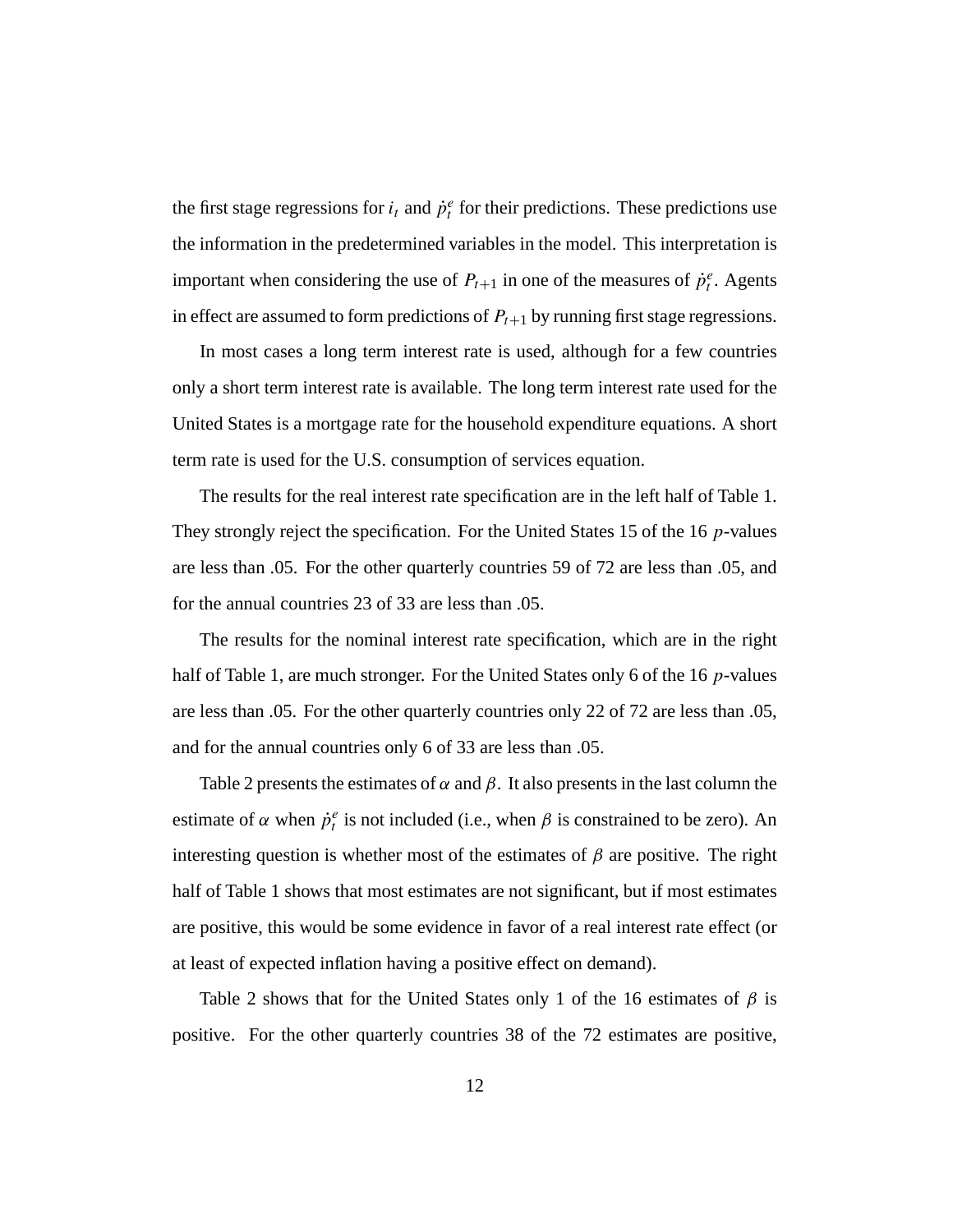the first stage regressions for $i_t$ and $\dot{p}_t^e$ for their predictions. These predictions use the information in the predetermined variables in the model. This interpretation is important when considering the use of $P_{t+1}$ in one of the measures of $\dot{p}_t^e$. Agents in effect are assumed to form predictions of $P_{t+1}$ by running first stage regressions.

In most cases a long term interest rate is used, although for a few countries only a short term interest rate is available. The long term interest rate used for the United States is a mortgage rate for the household expenditure equations. A short term rate is used for the U.S. consumption of services equation.

The results for the real interest rate specification are in the left half of Table 1. They strongly reject the specification. For the United States 15 of the 16 $p$-values are less than .05. For the other quarterly countries 59 of 72 are less than .05, and for the annual countries 23 of 33 are less than .05.

The results for the nominal interest rate specification, which are in the right half of Table 1, are much stronger. For the United States only 6 of the 16 $p$-values are less than .05. For the other quarterly countries only 22 of 72 are less than .05, and for the annual countries only 6 of 33 are less than .05.

Table 2 presents the estimates of $\alpha$ and $\beta$. It also presents in the last column the estimate of $\alpha$ when $\dot{p}_t^e$ is not included (i.e., when $\beta$ is constrained to be zero). An interesting question is whether most of the estimates of $\beta$ are positive. The right half of Table 1 shows that most estimates are not significant, but if most estimates are positive, this would be some evidence in favor of a real interest rate effect (or at least of expected inflation having a positive effect on demand).

Table 2 shows that for the United States only 1 of the 16 estimates of $\beta$ is positive. For the other quarterly countries 38 of the 72 estimates are positive,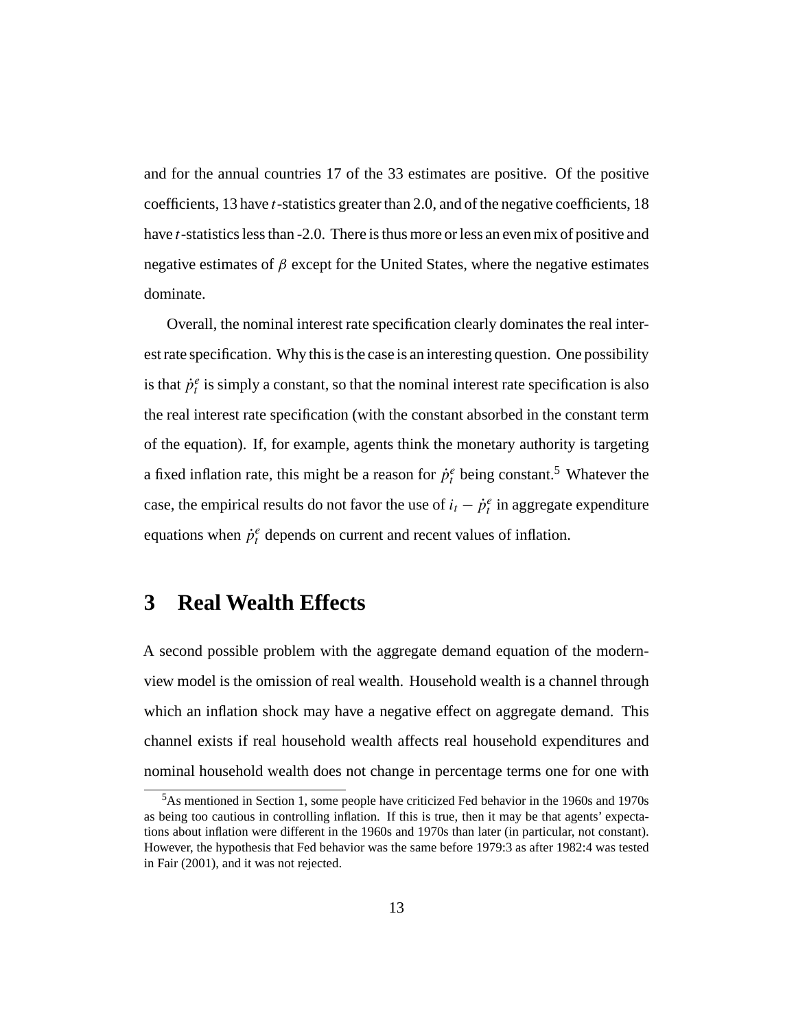and for the annual countries 17 of the 33 estimates are positive. Of the positive coefficients, 13 have $t$-statistics greater than 2.0, and of the negative coefficients, 18 have $t$-statistics less than -2.0. There is thus more or less an even mix of positive and negative estimates of $\beta$ except for the United States, where the negative estimates dominate.

Overall, the nominal interest rate specification clearly dominates the real interest rate specification. Why this is the case is an interesting question. One possibility is that $\dot{p}_t^e$ is simply a constant, so that the nominal interest rate specification is also the real interest rate specification (with the constant absorbed in the constant term of the equation). If, for example, agents think the monetary authority is targeting a fixed inflation rate, this might be a reason for $\dot{p}_t^e$ being constant.[5] Whatever the case, the empirical results do not favor the use of $i_t - \dot{p}_t^e$ in aggregate expenditure equations when $\dot{p}_t^e$ depends on current and recent values of inflation.

# 3 Real Wealth Effects

A second possible problem with the aggregate demand equation of the modern-view model is the omission of real wealth. Household wealth is a channel through which an inflation shock may have a negative effect on aggregate demand. This channel exists if real household wealth affects real household expenditures and nominal household wealth does not change in percentage terms one for one with

[5] As mentioned in Section 1, some people have criticized Fed behavior in the 1960s and 1970s as being too cautious in controlling inflation. If this is true, then it may be that agents' expectations about inflation were different in the 1960s and 1970s than later (in particular, not constant). However, the hypothesis that Fed behavior was the same before 1979:3 as after 1982:4 was tested in Fair (2001), and it was not rejected.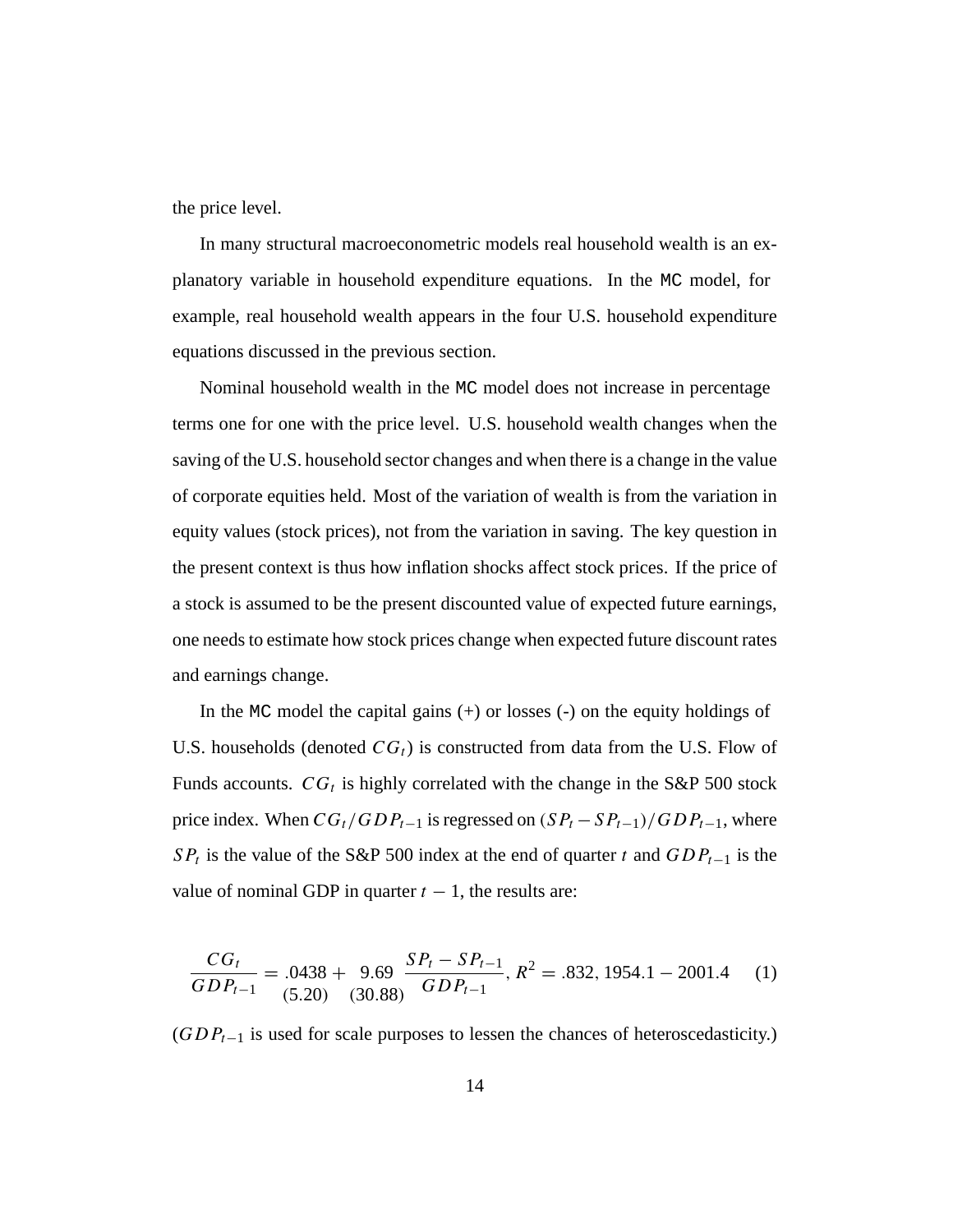the price level.

In many structural macroeconometric models real household wealth is an explanatory variable in household expenditure equations. In the MC model, for example, real household wealth appears in the four U.S. household expenditure equations discussed in the previous section.

Nominal household wealth in the MC model does not increase in percentage terms one for one with the price level. U.S. household wealth changes when the saving of the U.S. household sector changes and when there is a change in the value of corporate equities held. Most of the variation of wealth is from the variation in equity values (stock prices), not from the variation in saving. The key question in the present context is thus how inflation shocks affect stock prices. If the price of a stock is assumed to be the present discounted value of expected future earnings, one needs to estimate how stock prices change when expected future discount rates and earnings change.

In the MC model the capital gains (+) or losses (-) on the equity holdings of U.S. households (denoted $CG_t$) is constructed from data from the U.S. Flow of Funds accounts. $CG_t$ is highly correlated with the change in the S&P 500 stock price index. When $CG_t/GDP_{t-1}$ is regressed on $(SP_t - SP_{t-1})/GDP_{t-1}$, where $SP_t$ is the value of the S&P 500 index at the end of quarter $t$ and $GDP_{t-1}$ is the value of nominal GDP in quarter $t-1$, the results are:

$$\frac{CG_t}{GDP_{t-1}} = \underset{(5.20)}{.0438} + \underset{(30.88)}{9.69}\ \frac{SP_t - SP_{t-1}}{GDP_{t-1}},\ R^2 = .832,\ 1954.1 - 2001.4 \qquad (1)$$

($GDP_{t-1}$ is used for scale purposes to lessen the chances of heteroscedasticity.)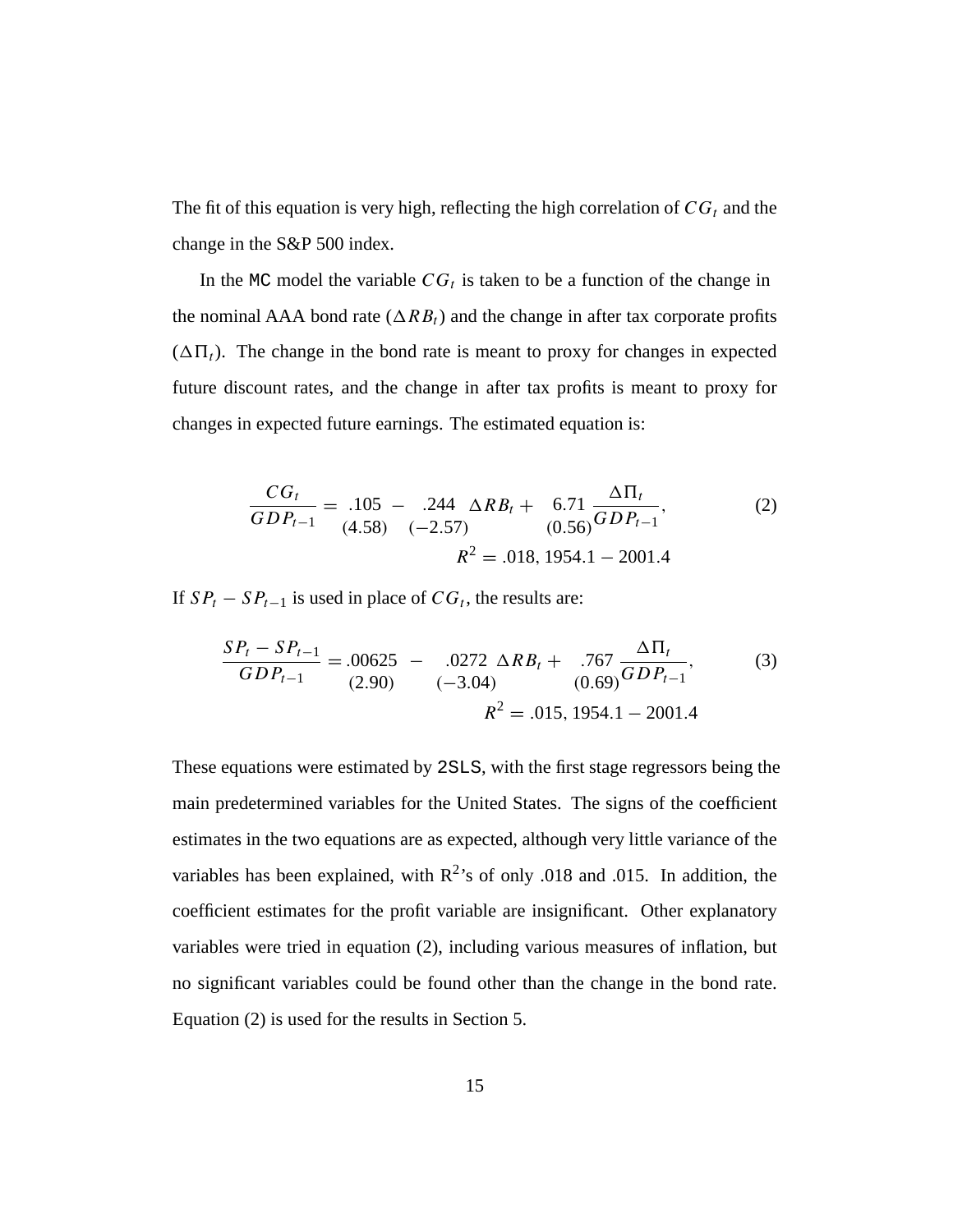The fit of this equation is very high, reflecting the high correlation of $CG_t$ and the change in the S&P 500 index.

In the MC model the variable $CG_t$ is taken to be a function of the change in the nominal AAA bond rate ($\Delta RB_t$) and the change in after tax corporate profits ($\Delta\Pi_t$). The change in the bond rate is meant to proxy for changes in expected future discount rates, and the change in after tax profits is meant to proxy for changes in expected future earnings. The estimated equation is:

$$\frac{CG_t}{GDP_{t-1}} = \underset{(4.58)}{.105} - \underset{(-2.57)}{.244}\ \Delta RB_t + \underset{(0.56)}{6.71}\ \frac{\Delta\Pi_t}{GDP_{t-1}}, \tag{2}$$

$$R^2 = .018,\ 1954.1 - 2001.4$$

If $SP_t - SP_{t-1}$ is used in place of $CG_t$, the results are:

$$\frac{SP_t - SP_{t-1}}{GDP_{t-1}} = \underset{(2.90)}{.00625} - \underset{(-3.04)}{.0272}\ \Delta RB_t + \underset{(0.69)}{.767}\ \frac{\Delta\Pi_t}{GDP_{t-1}}, \tag{3}$$

$$R^2 = .015,\ 1954.1 - 2001.4$$

These equations were estimated by 2SLS, with the first stage regressors being the main predetermined variables for the United States. The signs of the coefficient estimates in the two equations are as expected, although very little variance of the variables has been explained, with $R^2$'s of only .018 and .015. In addition, the coefficient estimates for the profit variable are insignificant. Other explanatory variables were tried in equation (2), including various measures of inflation, but no significant variables could be found other than the change in the bond rate. Equation (2) is used for the results in Section 5.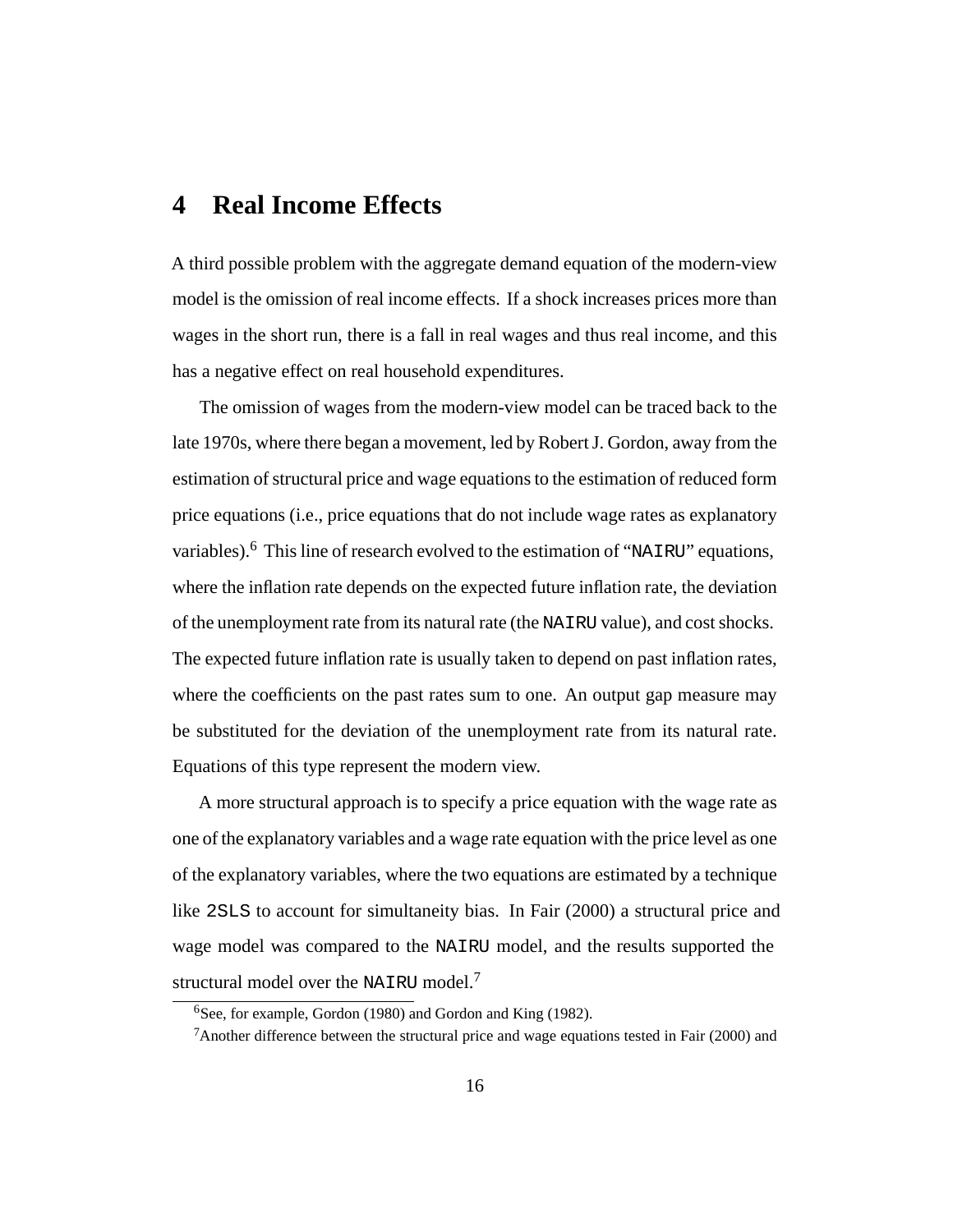# 4 Real Income Effects

A third possible problem with the aggregate demand equation of the modern-view model is the omission of real income effects. If a shock increases prices more than wages in the short run, there is a fall in real wages and thus real income, and this has a negative effect on real household expenditures.

The omission of wages from the modern-view model can be traced back to the late 1970s, where there began a movement, led by Robert J. Gordon, away from the estimation of structural price and wage equations to the estimation of reduced form price equations (i.e., price equations that do not include wage rates as explanatory variables).[6] This line of research evolved to the estimation of "NAIRU" equations, where the inflation rate depends on the expected future inflation rate, the deviation of the unemployment rate from its natural rate (the NAIRU value), and cost shocks. The expected future inflation rate is usually taken to depend on past inflation rates, where the coefficients on the past rates sum to one. An output gap measure may be substituted for the deviation of the unemployment rate from its natural rate. Equations of this type represent the modern view.

A more structural approach is to specify a price equation with the wage rate as one of the explanatory variables and a wage rate equation with the price level as one of the explanatory variables, where the two equations are estimated by a technique like 2SLS to account for simultaneity bias. In Fair (2000) a structural price and wage model was compared to the NAIRU model, and the results supported the structural model over the NAIRU model.[7]

[6] See, for example, Gordon (1980) and Gordon and King (1982).

[7] Another difference between the structural price and wage equations tested in Fair (2000) and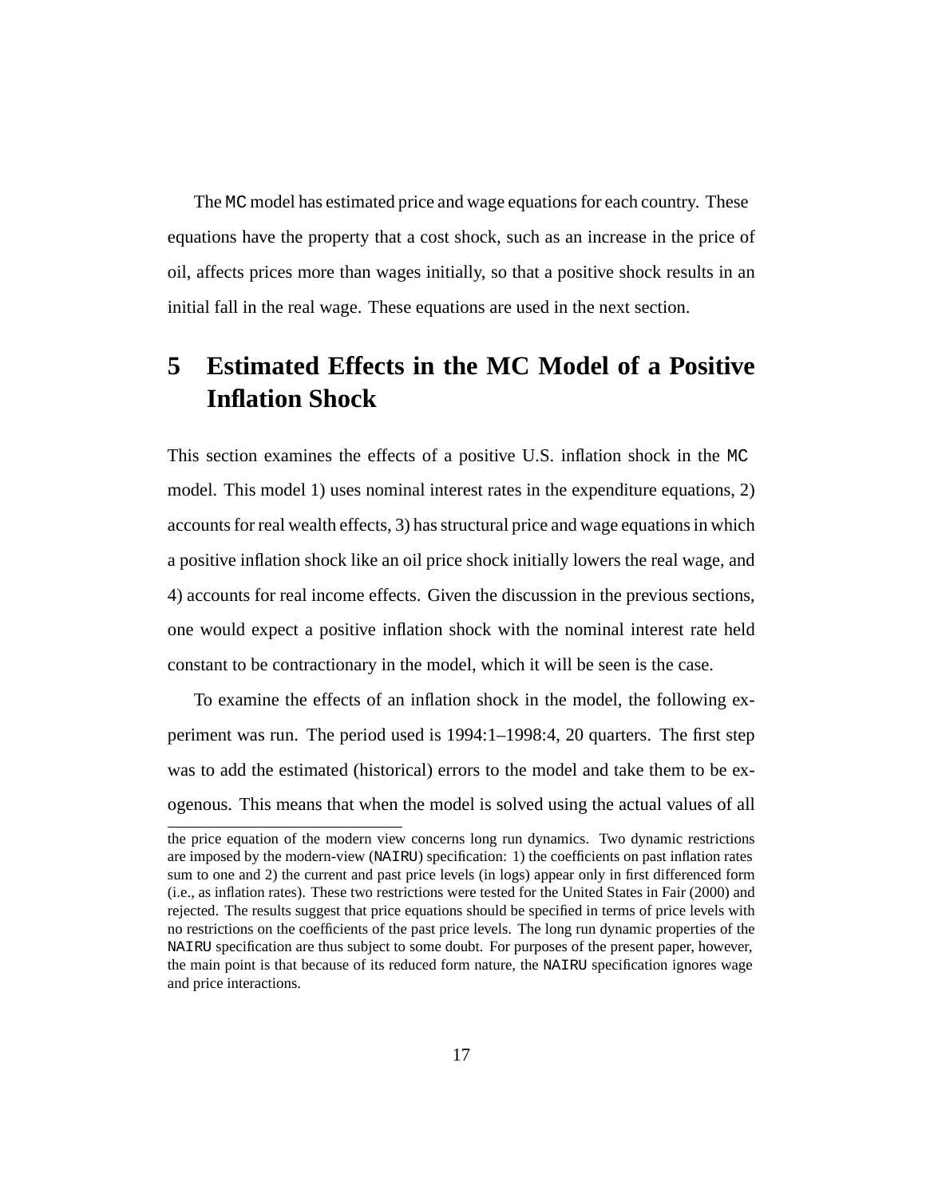The MC model has estimated price and wage equations for each country. These equations have the property that a cost shock, such as an increase in the price of oil, affects prices more than wages initially, so that a positive shock results in an initial fall in the real wage. These equations are used in the next section.

# 5 Estimated Effects in the MC Model of a Positive Inflation Shock

This section examines the effects of a positive U.S. inflation shock in the MC model. This model 1) uses nominal interest rates in the expenditure equations, 2) accounts for real wealth effects, 3) has structural price and wage equations in which a positive inflation shock like an oil price shock initially lowers the real wage, and 4) accounts for real income effects. Given the discussion in the previous sections, one would expect a positive inflation shock with the nominal interest rate held constant to be contractionary in the model, which it will be seen is the case.

To examine the effects of an inflation shock in the model, the following experiment was run. The period used is 1994:1–1998:4, 20 quarters. The first step was to add the estimated (historical) errors to the model and take them to be exogenous. This means that when the model is solved using the actual values of all

---

the price equation of the modern view concerns long run dynamics. Two dynamic restrictions are imposed by the modern-view (NAIRU) specification: 1) the coefficients on past inflation rates sum to one and 2) the current and past price levels (in logs) appear only in first differenced form (i.e., as inflation rates). These two restrictions were tested for the United States in Fair (2000) and rejected. The results suggest that price equations should be specified in terms of price levels with no restrictions on the coefficients of the past price levels. The long run dynamic properties of the NAIRU specification are thus subject to some doubt. For purposes of the present paper, however, the main point is that because of its reduced form nature, the NAIRU specification ignores wage and price interactions.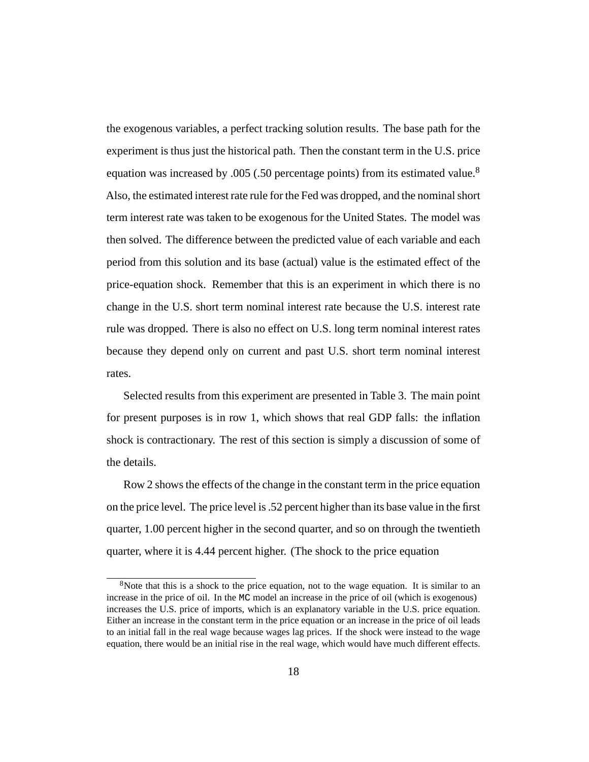the exogenous variables, a perfect tracking solution results. The base path for the experiment is thus just the historical path. Then the constant term in the U.S. price equation was increased by .005 (.50 percentage points) from its estimated value.[8] Also, the estimated interest rate rule for the Fed was dropped, and the nominal short term interest rate was taken to be exogenous for the United States. The model was then solved. The difference between the predicted value of each variable and each period from this solution and its base (actual) value is the estimated effect of the price-equation shock. Remember that this is an experiment in which there is no change in the U.S. short term nominal interest rate because the U.S. interest rate rule was dropped. There is also no effect on U.S. long term nominal interest rates because they depend only on current and past U.S. short term nominal interest rates.

Selected results from this experiment are presented in Table 3. The main point for present purposes is in row 1, which shows that real GDP falls: the inflation shock is contractionary. The rest of this section is simply a discussion of some of the details.

Row 2 shows the effects of the change in the constant term in the price equation on the price level. The price level is .52 percent higher than its base value in the first quarter, 1.00 percent higher in the second quarter, and so on through the twentieth quarter, where it is 4.44 percent higher. (The shock to the price equation

---

[8] Note that this is a shock to the price equation, not to the wage equation. It is similar to an increase in the price of oil. In the MC model an increase in the price of oil (which is exogenous) increases the U.S. price of imports, which is an explanatory variable in the U.S. price equation. Either an increase in the constant term in the price equation or an increase in the price of oil leads to an initial fall in the real wage because wages lag prices. If the shock were instead to the wage equation, there would be an initial rise in the real wage, which would have much different effects.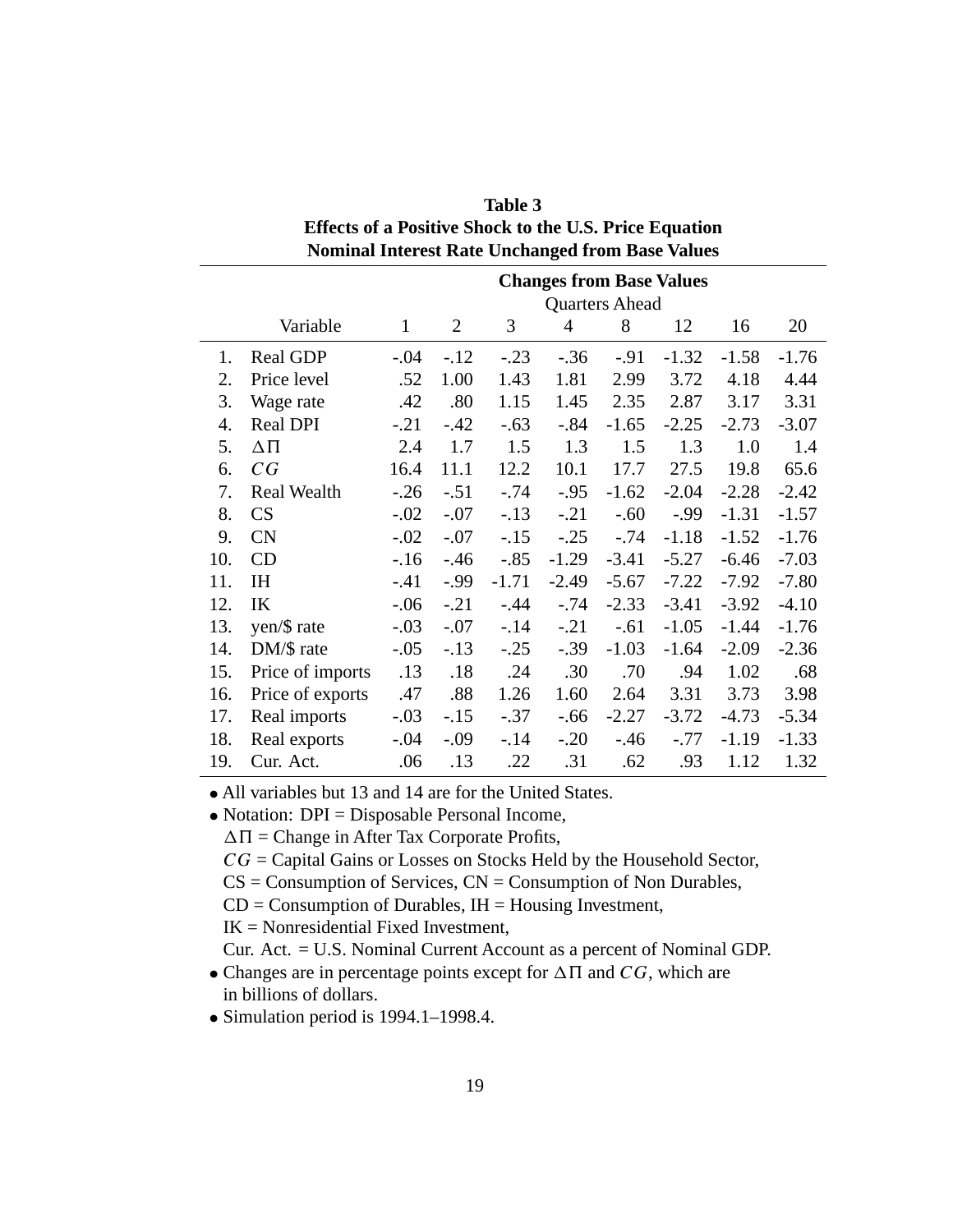**Table 3**
**Effects of a Positive Shock to the U.S. Price Equation**
**Nominal Interest Rate Unchanged from Base Values**

| | | **Changes from Base Values** | | | | | | | |
|---|---|---|---|---|---|---|---|---|---|
| | | Quarters Ahead | | | | | | | |
| | Variable | 1 | 2 | 3 | 4 | 8 | 12 | 16 | 20 |
| 1. | Real GDP | -.04 | -.12 | -.23 | -.36 | -.91 | -1.32 | -1.58 | -1.76 |
| 2. | Price level | .52 | 1.00 | 1.43 | 1.81 | 2.99 | 3.72 | 4.18 | 4.44 |
| 3. | Wage rate | .42 | .80 | 1.15 | 1.45 | 2.35 | 2.87 | 3.17 | 3.31 |
| 4. | Real DPI | -.21 | -.42 | -.63 | -.84 | -1.65 | -2.25 | -2.73 | -3.07 |
| 5. | $\Delta\Pi$ | 2.4 | 1.7 | 1.5 | 1.3 | 1.5 | 1.3 | 1.0 | 1.4 |
| 6. | $CG$ | 16.4 | 11.1 | 12.2 | 10.1 | 17.7 | 27.5 | 19.8 | 65.6 |
| 7. | Real Wealth | -.26 | -.51 | -.74 | -.95 | -1.62 | -2.04 | -2.28 | -2.42 |
| 8. | CS | -.02 | -.07 | -.13 | -.21 | -.60 | -.99 | -1.31 | -1.57 |
| 9. | CN | -.02 | -.07 | -.15 | -.25 | -.74 | -1.18 | -1.52 | -1.76 |
| 10. | CD | -.16 | -.46 | -.85 | -1.29 | -3.41 | -5.27 | -6.46 | -7.03 |
| 11. | IH | -.41 | -.99 | -1.71 | -2.49 | -5.67 | -7.22 | -7.92 | -7.80 |
| 12. | IK | -.06 | -.21 | -.44 | -.74 | -2.33 | -3.41 | -3.92 | -4.10 |
| 13. | yen/$ rate | -.03 | -.07 | -.14 | -.21 | -.61 | -1.05 | -1.44 | -1.76 |
| 14. | DM/$ rate | -.05 | -.13 | -.25 | -.39 | -1.03 | -1.64 | -2.09 | -2.36 |
| 15. | Price of imports | .13 | .18 | .24 | .30 | .70 | .94 | 1.02 | .68 |
| 16. | Price of exports | .47 | .88 | 1.26 | 1.60 | 2.64 | 3.31 | 3.73 | 3.98 |
| 17. | Real imports | -.03 | -.15 | -.37 | -.66 | -2.27 | -3.72 | -4.73 | -5.34 |
| 18. | Real exports | -.04 | -.09 | -.14 | -.20 | -.46 | -.77 | -1.19 | -1.33 |
| 19. | Cur. Act. | .06 | .13 | .22 | .31 | .62 | .93 | 1.12 | 1.32 |

- All variables but 13 and 14 are for the United States.
- Notation: DPI = Disposable Personal Income,
  $\Delta\Pi$ = Change in After Tax Corporate Profits,
  $CG$ = Capital Gains or Losses on Stocks Held by the Household Sector,
  CS = Consumption of Services, CN = Consumption of Non Durables,
  CD = Consumption of Durables, IH = Housing Investment,
  IK = Nonresidential Fixed Investment,
  Cur. Act. = U.S. Nominal Current Account as a percent of Nominal GDP.
- Changes are in percentage points except for $\Delta\Pi$ and $CG$, which are in billions of dollars.
- Simulation period is 1994.1–1998.4.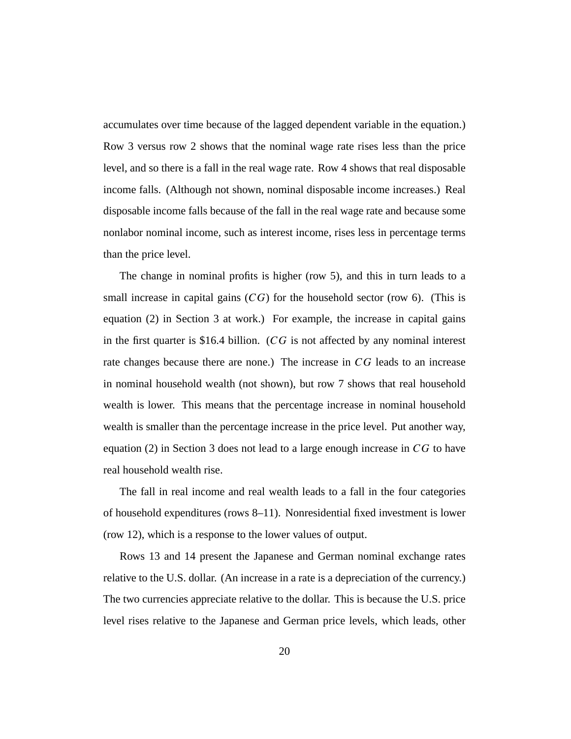accumulates over time because of the lagged dependent variable in the equation.) Row 3 versus row 2 shows that the nominal wage rate rises less than the price level, and so there is a fall in the real wage rate. Row 4 shows that real disposable income falls. (Although not shown, nominal disposable income increases.) Real disposable income falls because of the fall in the real wage rate and because some nonlabor nominal income, such as interest income, rises less in percentage terms than the price level.

The change in nominal profits is higher (row 5), and this in turn leads to a small increase in capital gains ($CG$) for the household sector (row 6). (This is equation (2) in Section 3 at work.) For example, the increase in capital gains in the first quarter is \$16.4 billion. ($CG$ is not affected by any nominal interest rate changes because there are none.) The increase in $CG$ leads to an increase in nominal household wealth (not shown), but row 7 shows that real household wealth is lower. This means that the percentage increase in nominal household wealth is smaller than the percentage increase in the price level. Put another way, equation (2) in Section 3 does not lead to a large enough increase in $CG$ to have real household wealth rise.

The fall in real income and real wealth leads to a fall in the four categories of household expenditures (rows 8–11). Nonresidential fixed investment is lower (row 12), which is a response to the lower values of output.

Rows 13 and 14 present the Japanese and German nominal exchange rates relative to the U.S. dollar. (An increase in a rate is a depreciation of the currency.) The two currencies appreciate relative to the dollar. This is because the U.S. price level rises relative to the Japanese and German price levels, which leads, other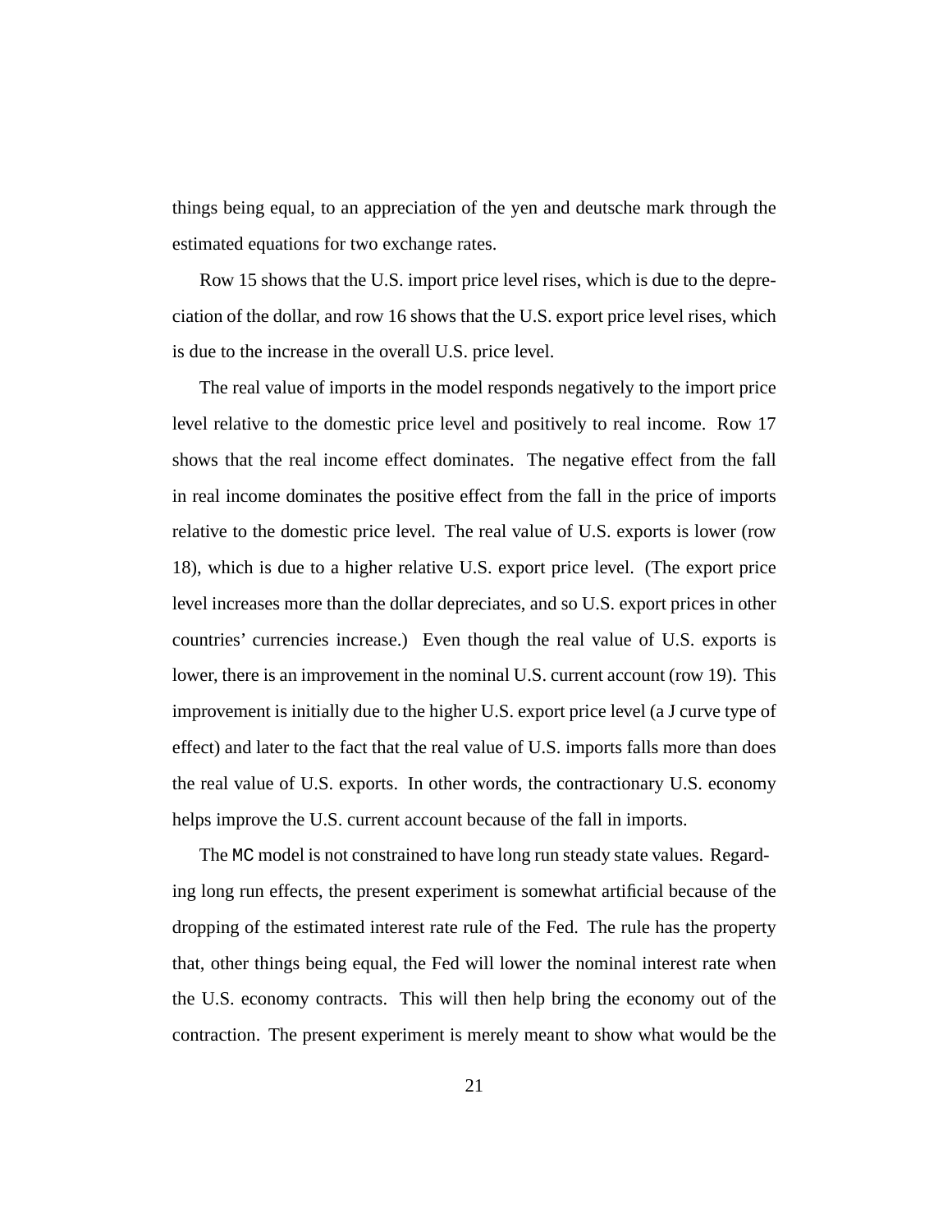things being equal, to an appreciation of the yen and deutsche mark through the estimated equations for two exchange rates.

Row 15 shows that the U.S. import price level rises, which is due to the depreciation of the dollar, and row 16 shows that the U.S. export price level rises, which is due to the increase in the overall U.S. price level.

The real value of imports in the model responds negatively to the import price level relative to the domestic price level and positively to real income. Row 17 shows that the real income effect dominates. The negative effect from the fall in real income dominates the positive effect from the fall in the price of imports relative to the domestic price level. The real value of U.S. exports is lower (row 18), which is due to a higher relative U.S. export price level. (The export price level increases more than the dollar depreciates, and so U.S. export prices in other countries' currencies increase.) Even though the real value of U.S. exports is lower, there is an improvement in the nominal U.S. current account (row 19). This improvement is initially due to the higher U.S. export price level (a J curve type of effect) and later to the fact that the real value of U.S. imports falls more than does the real value of U.S. exports. In other words, the contractionary U.S. economy helps improve the U.S. current account because of the fall in imports.

The MC model is not constrained to have long run steady state values. Regarding long run effects, the present experiment is somewhat artificial because of the dropping of the estimated interest rate rule of the Fed. The rule has the property that, other things being equal, the Fed will lower the nominal interest rate when the U.S. economy contracts. This will then help bring the economy out of the contraction. The present experiment is merely meant to show what would be the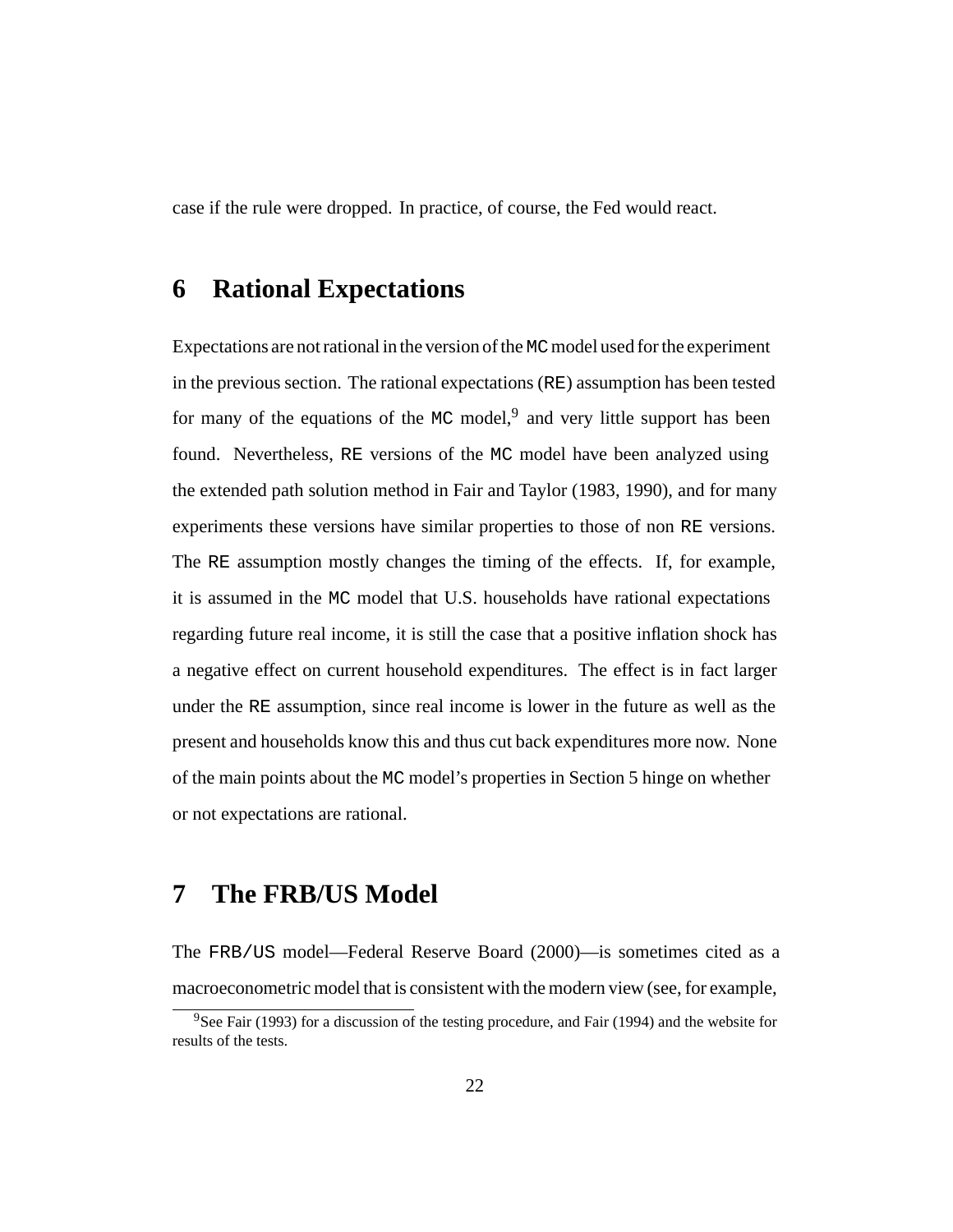case if the rule were dropped. In practice, of course, the Fed would react.

# 6 Rational Expectations

Expectations are not rational in the version of the MC model used for the experiment in the previous section. The rational expectations (RE) assumption has been tested for many of the equations of the MC model,[9] and very little support has been found. Nevertheless, RE versions of the MC model have been analyzed using the extended path solution method in Fair and Taylor (1983, 1990), and for many experiments these versions have similar properties to those of non RE versions. The RE assumption mostly changes the timing of the effects. If, for example, it is assumed in the MC model that U.S. households have rational expectations regarding future real income, it is still the case that a positive inflation shock has a negative effect on current household expenditures. The effect is in fact larger under the RE assumption, since real income is lower in the future as well as the present and households know this and thus cut back expenditures more now. None of the main points about the MC model's properties in Section 5 hinge on whether or not expectations are rational.

# 7 The FRB/US Model

The FRB/US model—Federal Reserve Board (2000)—is sometimes cited as a macroeconometric model that is consistent with the modern view (see, for example,

[9] See Fair (1993) for a discussion of the testing procedure, and Fair (1994) and the website for results of the tests.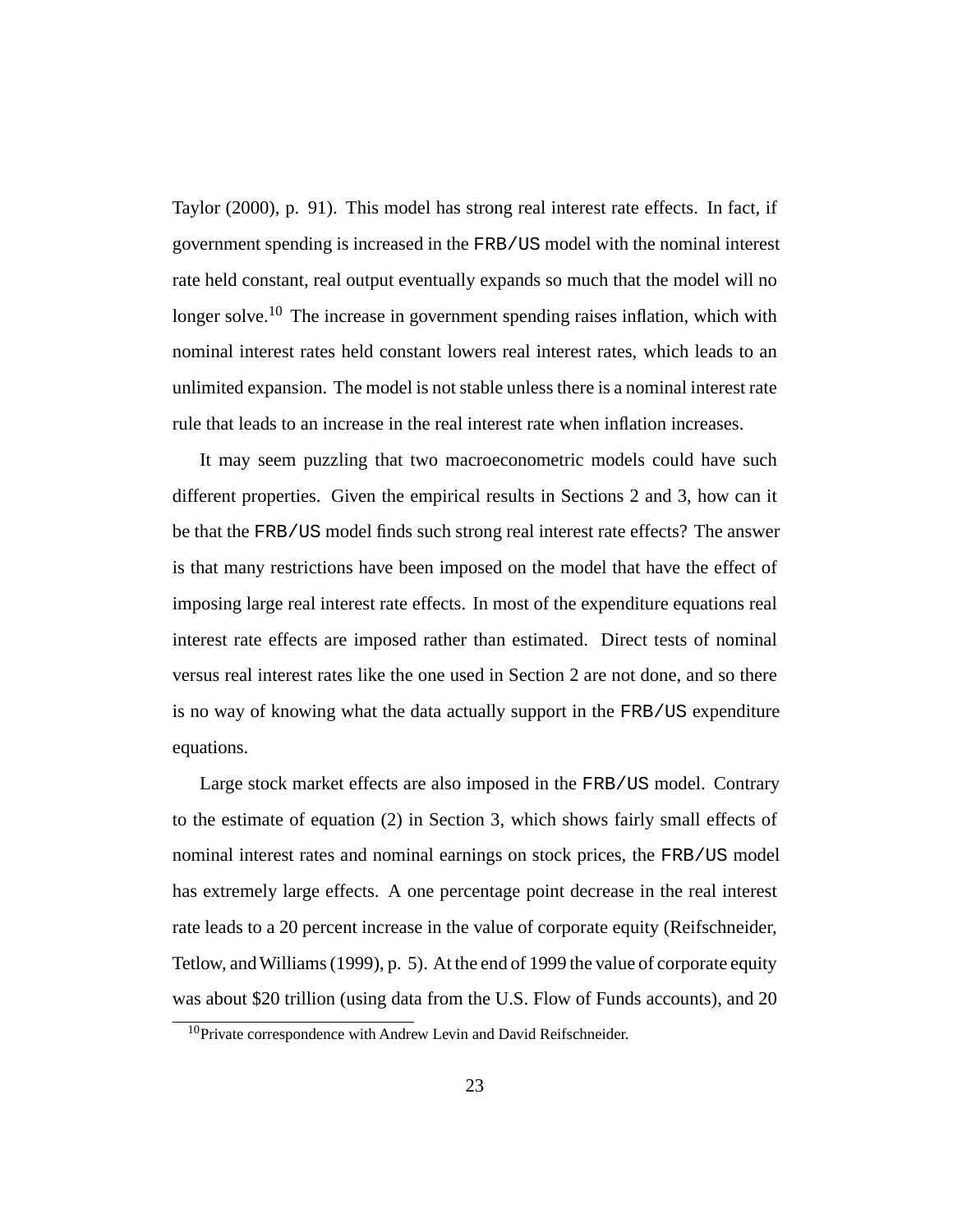Taylor (2000), p. 91). This model has strong real interest rate effects. In fact, if government spending is increased in the FRB/US model with the nominal interest rate held constant, real output eventually expands so much that the model will no longer solve.[10] The increase in government spending raises inflation, which with nominal interest rates held constant lowers real interest rates, which leads to an unlimited expansion. The model is not stable unless there is a nominal interest rate rule that leads to an increase in the real interest rate when inflation increases.

It may seem puzzling that two macroeconometric models could have such different properties. Given the empirical results in Sections 2 and 3, how can it be that the FRB/US model finds such strong real interest rate effects? The answer is that many restrictions have been imposed on the model that have the effect of imposing large real interest rate effects. In most of the expenditure equations real interest rate effects are imposed rather than estimated. Direct tests of nominal versus real interest rates like the one used in Section 2 are not done, and so there is no way of knowing what the data actually support in the FRB/US expenditure equations.

Large stock market effects are also imposed in the FRB/US model. Contrary to the estimate of equation (2) in Section 3, which shows fairly small effects of nominal interest rates and nominal earnings on stock prices, the FRB/US model has extremely large effects. A one percentage point decrease in the real interest rate leads to a 20 percent increase in the value of corporate equity (Reifschneider, Tetlow, and Williams (1999), p. 5). At the end of 1999 the value of corporate equity was about $20 trillion (using data from the U.S. Flow of Funds accounts), and 20

[10] Private correspondence with Andrew Levin and David Reifschneider.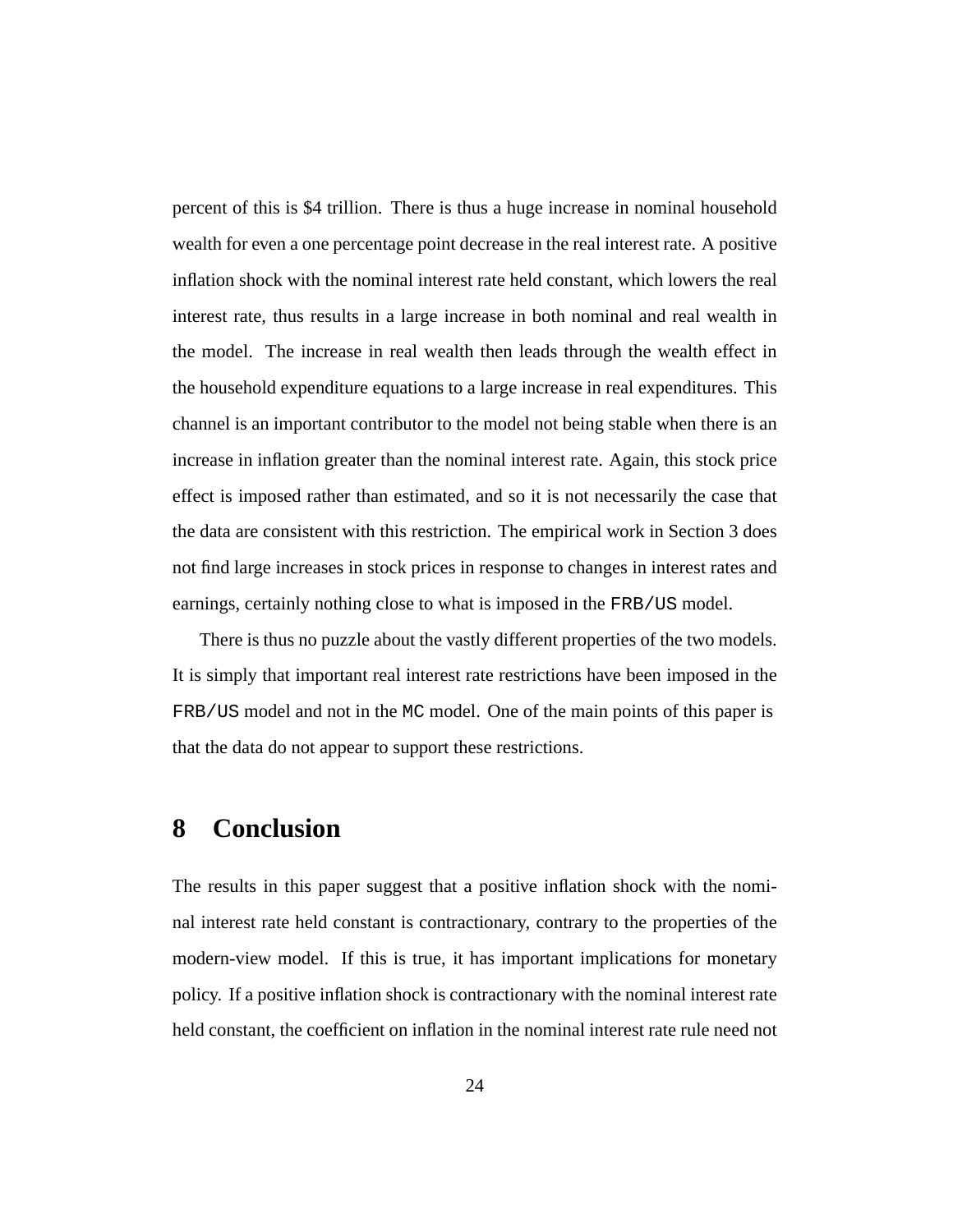percent of this is \$4 trillion. There is thus a huge increase in nominal household wealth for even a one percentage point decrease in the real interest rate. A positive inflation shock with the nominal interest rate held constant, which lowers the real interest rate, thus results in a large increase in both nominal and real wealth in the model. The increase in real wealth then leads through the wealth effect in the household expenditure equations to a large increase in real expenditures. This channel is an important contributor to the model not being stable when there is an increase in inflation greater than the nominal interest rate. Again, this stock price effect is imposed rather than estimated, and so it is not necessarily the case that the data are consistent with this restriction. The empirical work in Section 3 does not find large increases in stock prices in response to changes in interest rates and earnings, certainly nothing close to what is imposed in the `FRB/US` model.

There is thus no puzzle about the vastly different properties of the two models. It is simply that important real interest rate restrictions have been imposed in the `FRB/US` model and not in the `MC` model. One of the main points of this paper is that the data do not appear to support these restrictions.

# 8 Conclusion

The results in this paper suggest that a positive inflation shock with the nominal interest rate held constant is contractionary, contrary to the properties of the modern-view model. If this is true, it has important implications for monetary policy. If a positive inflation shock is contractionary with the nominal interest rate held constant, the coefficient on inflation in the nominal interest rate rule need not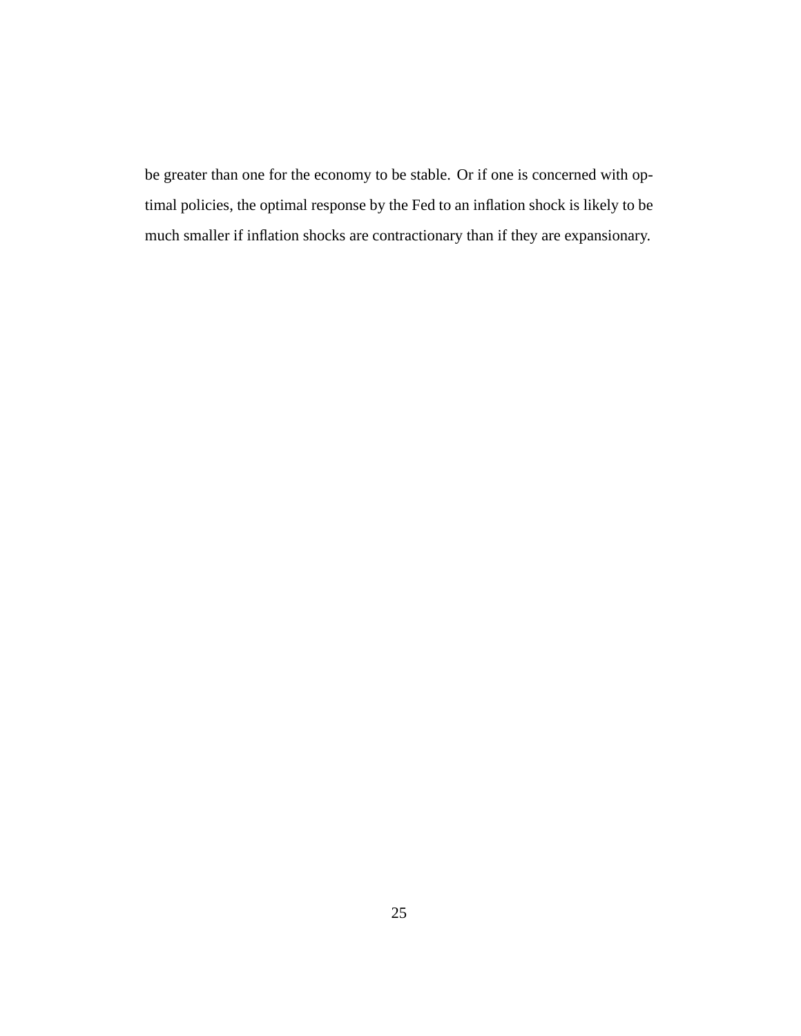be greater than one for the economy to be stable. Or if one is concerned with optimal policies, the optimal response by the Fed to an inflation shock is likely to be much smaller if inflation shocks are contractionary than if they are expansionary.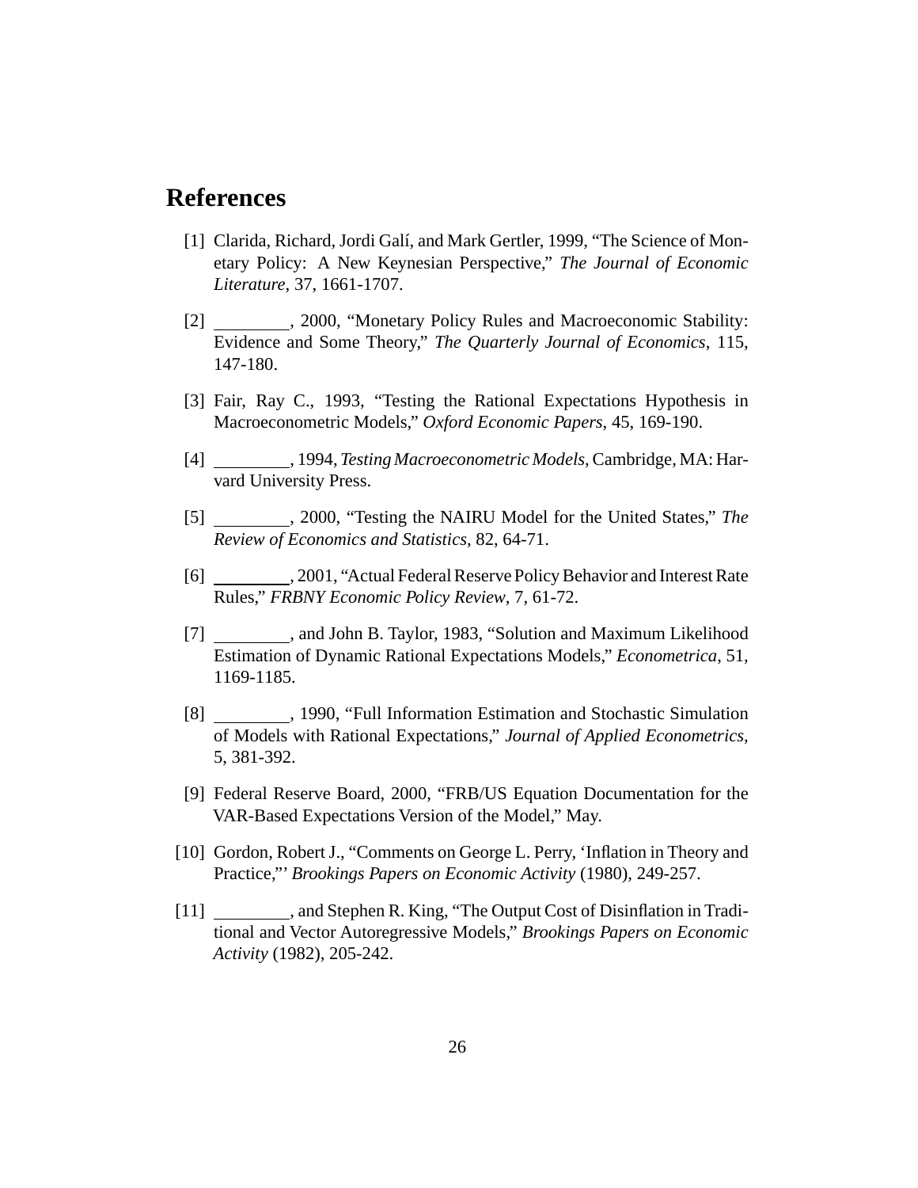## References

[1] Clarida, Richard, Jordi Galí, and Mark Gertler, 1999, "The Science of Monetary Policy: A New Keynesian Perspective," *The Journal of Economic Literature*, 37, 1661-1707.

[2] ________, 2000, "Monetary Policy Rules and Macroeconomic Stability: Evidence and Some Theory," *The Quarterly Journal of Economics*, 115, 147-180.

[3] Fair, Ray C., 1993, "Testing the Rational Expectations Hypothesis in Macroeconometric Models," *Oxford Economic Papers*, 45, 169-190.

[4] ________, 1994, *Testing Macroeconometric Models*, Cambridge, MA: Harvard University Press.

[5] ________, 2000, "Testing the NAIRU Model for the United States," *The Review of Economics and Statistics*, 82, 64-71.

[6] ________, 2001, "Actual Federal Reserve Policy Behavior and Interest Rate Rules," *FRBNY Economic Policy Review*, 7, 61-72.

[7] ________, and John B. Taylor, 1983, "Solution and Maximum Likelihood Estimation of Dynamic Rational Expectations Models," *Econometrica*, 51, 1169-1185.

[8] ________, 1990, "Full Information Estimation and Stochastic Simulation of Models with Rational Expectations," *Journal of Applied Econometrics*, 5, 381-392.

[9] Federal Reserve Board, 2000, "FRB/US Equation Documentation for the VAR-Based Expectations Version of the Model," May.

[10] Gordon, Robert J., "Comments on George L. Perry, 'Inflation in Theory and Practice,"' *Brookings Papers on Economic Activity* (1980), 249-257.

[11] ________, and Stephen R. King, "The Output Cost of Disinflation in Traditional and Vector Autoregressive Models," *Brookings Papers on Economic Activity* (1982), 205-242.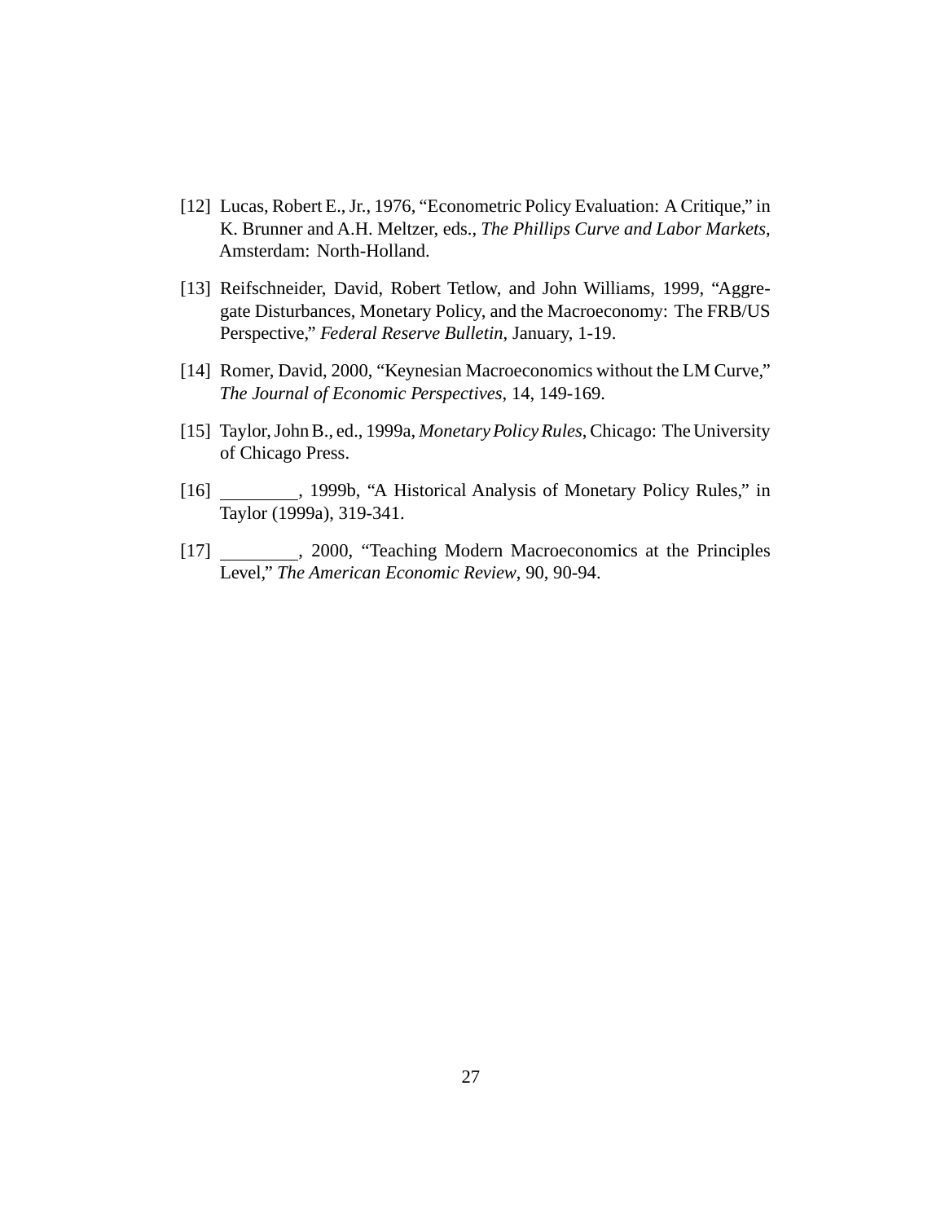[12] Lucas, Robert E., Jr., 1976, "Econometric Policy Evaluation: A Critique," in K. Brunner and A.H. Meltzer, eds., *The Phillips Curve and Labor Markets*, Amsterdam: North-Holland.

[13] Reifschneider, David, Robert Tetlow, and John Williams, 1999, "Aggregate Disturbances, Monetary Policy, and the Macroeconomy: The FRB/US Perspective," *Federal Reserve Bulletin*, January, 1-19.

[14] Romer, David, 2000, "Keynesian Macroeconomics without the LM Curve," *The Journal of Economic Perspectives*, 14, 149-169.

[15] Taylor, John B., ed., 1999a, *Monetary Policy Rules*, Chicago: The University of Chicago Press.

[16] ________, 1999b, "A Historical Analysis of Monetary Policy Rules," in Taylor (1999a), 319-341.

[17] ________, 2000, "Teaching Modern Macroeconomics at the Principles Level," *The American Economic Review*, 90, 90-94.